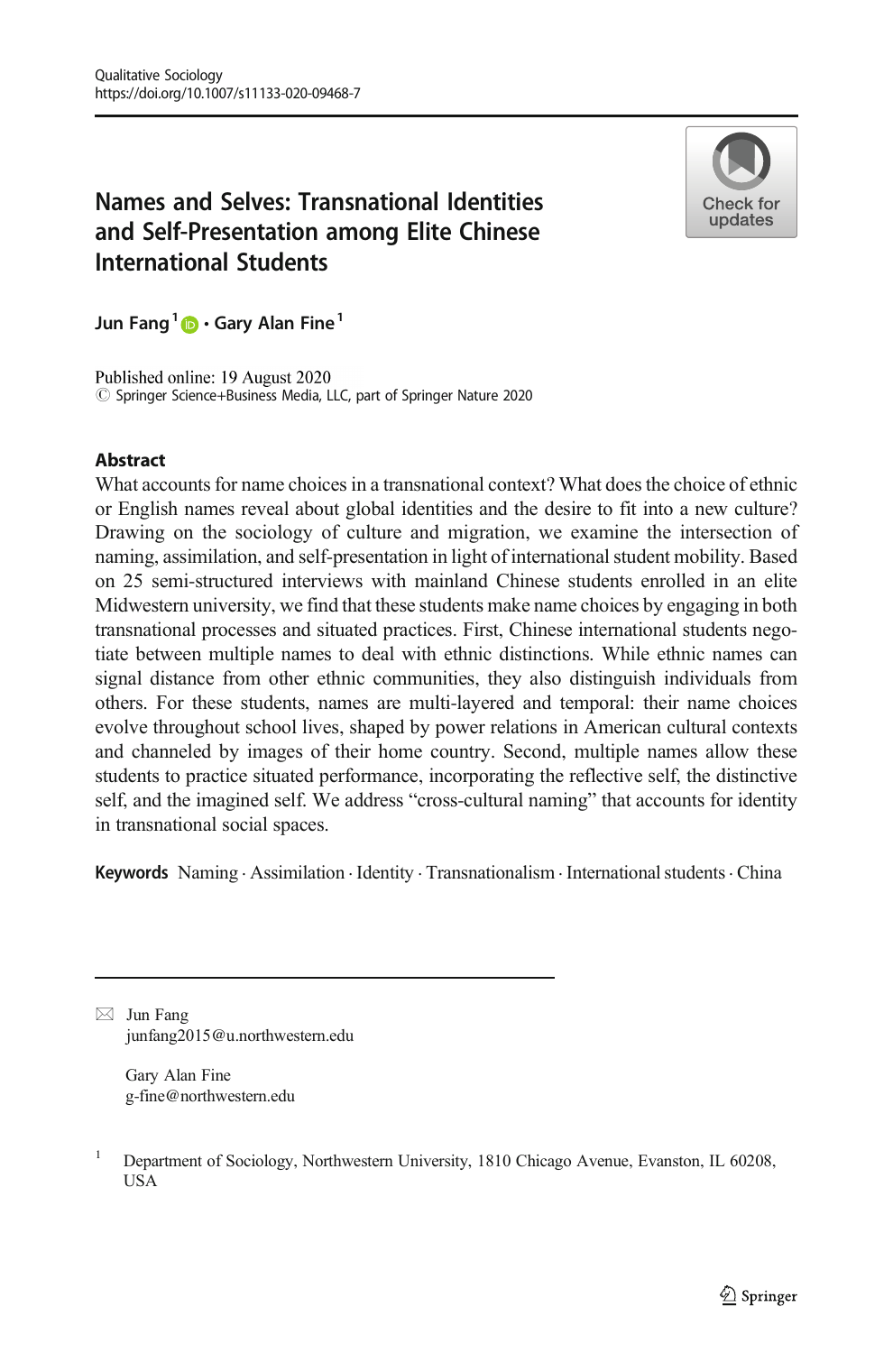# Names and Selves: Transnational Identities and Self-Presentation among Elite Chinese International Students

**Jun Fang**[1] · **Gary Alan Fine**[1]

Published online: 19 August 2020
© Springer Science+Business Media, LLC, part of Springer Nature 2020

## Abstract

What accounts for name choices in a transnational context? What does the choice of ethnic or English names reveal about global identities and the desire to fit into a new culture? Drawing on the sociology of culture and migration, we examine the intersection of naming, assimilation, and self-presentation in light of international student mobility. Based on 25 semi-structured interviews with mainland Chinese students enrolled in an elite Midwestern university, we find that these students make name choices by engaging in both transnational processes and situated practices. First, Chinese international students negotiate between multiple names to deal with ethnic distinctions. While ethnic names can signal distance from other ethnic communities, they also distinguish individuals from others. For these students, names are multi-layered and temporal: their name choices evolve throughout school lives, shaped by power relations in American cultural contexts and channeled by images of their home country. Second, multiple names allow these students to practice situated performance, incorporating the reflective self, the distinctive self, and the imagined self. We address "cross-cultural naming" that accounts for identity in transnational social spaces.

**Keywords** Naming · Assimilation · Identity · Transnationalism · International students · China

---

✉ Jun Fang
junfang2015@u.northwestern.edu

Gary Alan Fine
g-fine@northwestern.edu

[1] Department of Sociology, Northwestern University, 1810 Chicago Avenue, Evanston, IL 60208, USA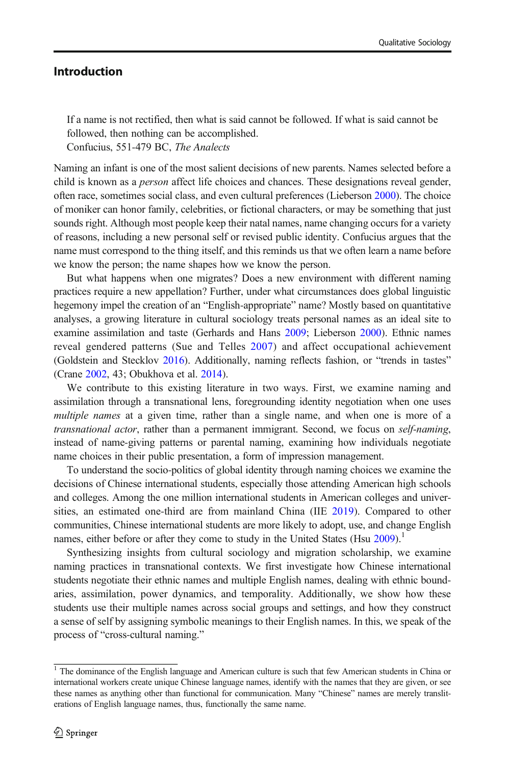## Introduction

> If a name is not rectified, then what is said cannot be followed. If what is said cannot be followed, then nothing can be accomplished.
> Confucius, 551-479 BC, *The Analects*

Naming an infant is one of the most salient decisions of new parents. Names selected before a child is known as a *person* affect life choices and chances. These designations reveal gender, often race, sometimes social class, and even cultural preferences (Lieberson 2000). The choice of moniker can honor family, celebrities, or fictional characters, or may be something that just sounds right. Although most people keep their natal names, name changing occurs for a variety of reasons, including a new personal self or revised public identity. Confucius argues that the name must correspond to the thing itself, and this reminds us that we often learn a name before we know the person; the name shapes how we know the person.

But what happens when one migrates? Does a new environment with different naming practices require a new appellation? Further, under what circumstances does global linguistic hegemony impel the creation of an "English-appropriate" name? Mostly based on quantitative analyses, a growing literature in cultural sociology treats personal names as an ideal site to examine assimilation and taste (Gerhards and Hans 2009; Lieberson 2000). Ethnic names reveal gendered patterns (Sue and Telles 2007) and affect occupational achievement (Goldstein and Stecklov 2016). Additionally, naming reflects fashion, or "trends in tastes" (Crane 2002, 43; Obukhova et al. 2014).

We contribute to this existing literature in two ways. First, we examine naming and assimilation through a transnational lens, foregrounding identity negotiation when one uses *multiple names* at a given time, rather than a single name, and when one is more of a *transnational actor*, rather than a permanent immigrant. Second, we focus on *self-naming*, instead of name-giving patterns or parental naming, examining how individuals negotiate name choices in their public presentation, a form of impression management.

To understand the socio-politics of global identity through naming choices we examine the decisions of Chinese international students, especially those attending American high schools and colleges. Among the one million international students in American colleges and universities, an estimated one-third are from mainland China (IIE 2019). Compared to other communities, Chinese international students are more likely to adopt, use, and change English names, either before or after they come to study in the United States (Hsu 2009).[1]

Synthesizing insights from cultural sociology and migration scholarship, we examine naming practices in transnational contexts. We first investigate how Chinese international students negotiate their ethnic names and multiple English names, dealing with ethnic boundaries, assimilation, power dynamics, and temporality. Additionally, we show how these students use their multiple names across social groups and settings, and how they construct a sense of self by assigning symbolic meanings to their English names. In this, we speak of the process of "cross-cultural naming."

---

[1] The dominance of the English language and American culture is such that few American students in China or international workers create unique Chinese language names, identify with the names that they are given, or see these names as anything other than functional for communication. Many "Chinese" names are merely transliterations of English language names, thus, functionally the same name.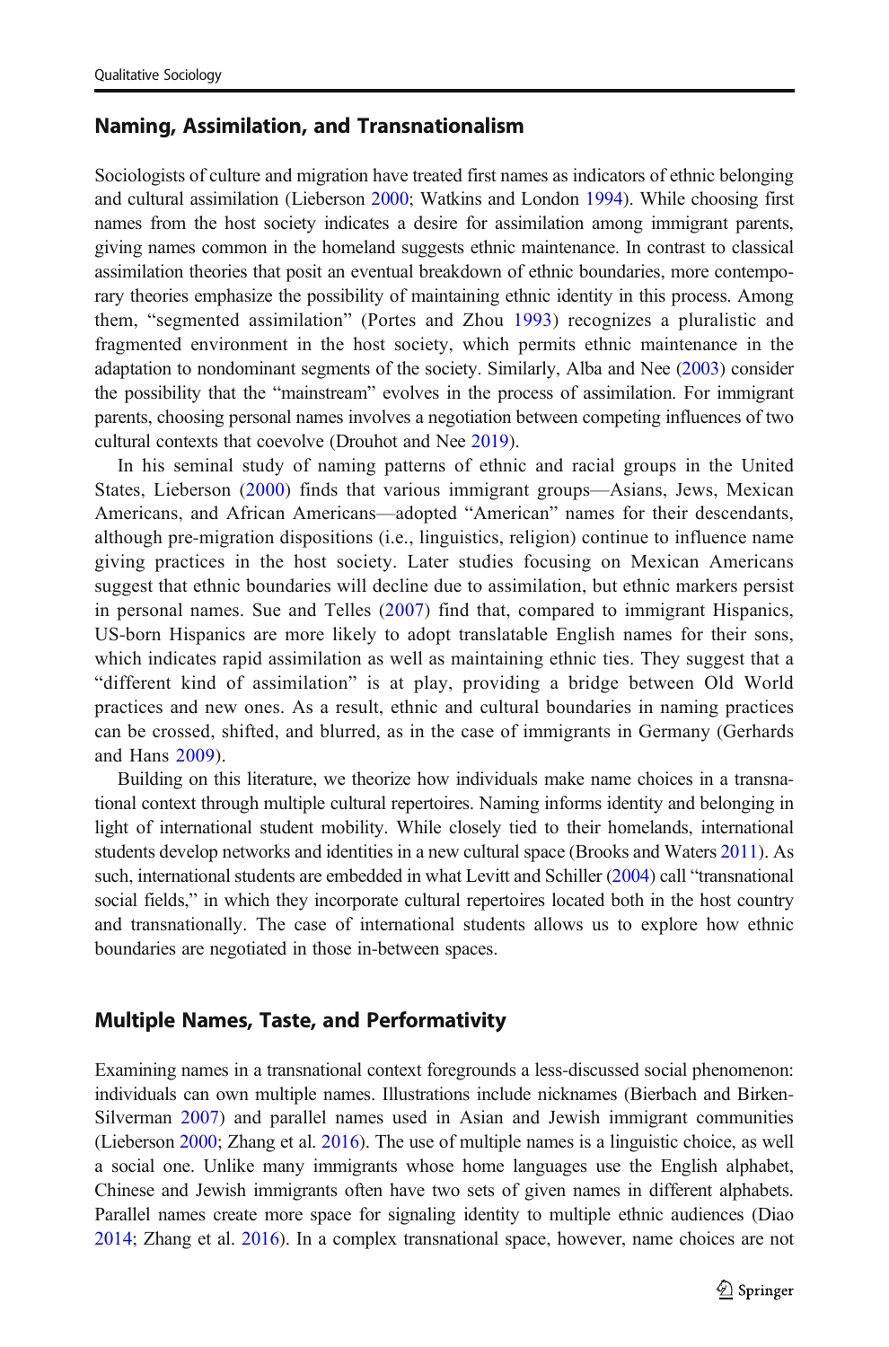## Naming, Assimilation, and Transnationalism

Sociologists of culture and migration have treated first names as indicators of ethnic belonging and cultural assimilation (Lieberson 2000; Watkins and London 1994). While choosing first names from the host society indicates a desire for assimilation among immigrant parents, giving names common in the homeland suggests ethnic maintenance. In contrast to classical assimilation theories that posit an eventual breakdown of ethnic boundaries, more contemporary theories emphasize the possibility of maintaining ethnic identity in this process. Among them, "segmented assimilation" (Portes and Zhou 1993) recognizes a pluralistic and fragmented environment in the host society, which permits ethnic maintenance in the adaptation to nondominant segments of the society. Similarly, Alba and Nee (2003) consider the possibility that the "mainstream" evolves in the process of assimilation. For immigrant parents, choosing personal names involves a negotiation between competing influences of two cultural contexts that coevolve (Drouhot and Nee 2019).

In his seminal study of naming patterns of ethnic and racial groups in the United States, Lieberson (2000) finds that various immigrant groups—Asians, Jews, Mexican Americans, and African Americans—adopted "American" names for their descendants, although pre-migration dispositions (i.e., linguistics, religion) continue to influence name giving practices in the host society. Later studies focusing on Mexican Americans suggest that ethnic boundaries will decline due to assimilation, but ethnic markers persist in personal names. Sue and Telles (2007) find that, compared to immigrant Hispanics, US-born Hispanics are more likely to adopt translatable English names for their sons, which indicates rapid assimilation as well as maintaining ethnic ties. They suggest that a "different kind of assimilation" is at play, providing a bridge between Old World practices and new ones. As a result, ethnic and cultural boundaries in naming practices can be crossed, shifted, and blurred, as in the case of immigrants in Germany (Gerhards and Hans 2009).

Building on this literature, we theorize how individuals make name choices in a transnational context through multiple cultural repertoires. Naming informs identity and belonging in light of international student mobility. While closely tied to their homelands, international students develop networks and identities in a new cultural space (Brooks and Waters 2011). As such, international students are embedded in what Levitt and Schiller (2004) call "transnational social fields," in which they incorporate cultural repertoires located both in the host country and transnationally. The case of international students allows us to explore how ethnic boundaries are negotiated in those in-between spaces.

## Multiple Names, Taste, and Performativity

Examining names in a transnational context foregrounds a less-discussed social phenomenon: individuals can own multiple names. Illustrations include nicknames (Bierbach and Birken-Silverman 2007) and parallel names used in Asian and Jewish immigrant communities (Lieberson 2000; Zhang et al. 2016). The use of multiple names is a linguistic choice, as well a social one. Unlike many immigrants whose home languages use the English alphabet, Chinese and Jewish immigrants often have two sets of given names in different alphabets. Parallel names create more space for signaling identity to multiple ethnic audiences (Diao 2014; Zhang et al. 2016). In a complex transnational space, however, name choices are not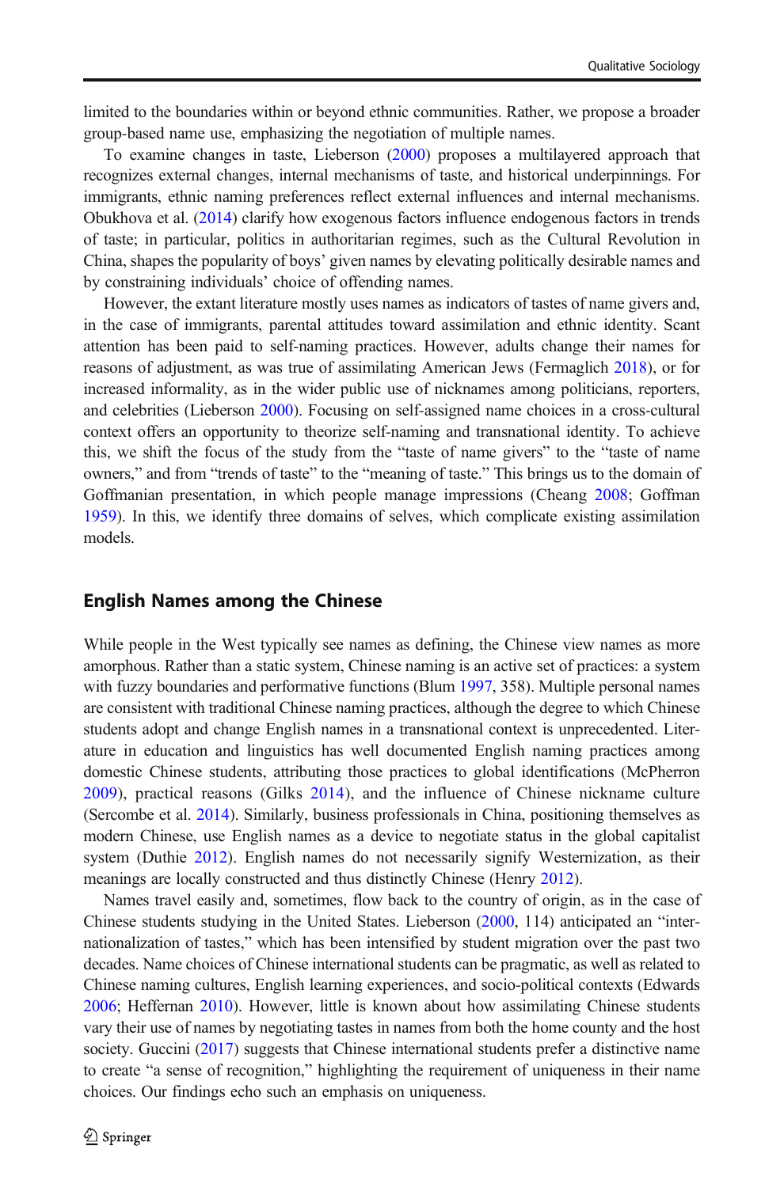limited to the boundaries within or beyond ethnic communities. Rather, we propose a broader group-based name use, emphasizing the negotiation of multiple names.

To examine changes in taste, Lieberson (2000) proposes a multilayered approach that recognizes external changes, internal mechanisms of taste, and historical underpinnings. For immigrants, ethnic naming preferences reflect external influences and internal mechanisms. Obukhova et al. (2014) clarify how exogenous factors influence endogenous factors in trends of taste; in particular, politics in authoritarian regimes, such as the Cultural Revolution in China, shapes the popularity of boys' given names by elevating politically desirable names and by constraining individuals' choice of offending names.

However, the extant literature mostly uses names as indicators of tastes of name givers and, in the case of immigrants, parental attitudes toward assimilation and ethnic identity. Scant attention has been paid to self-naming practices. However, adults change their names for reasons of adjustment, as was true of assimilating American Jews (Fermaglich 2018), or for increased informality, as in the wider public use of nicknames among politicians, reporters, and celebrities (Lieberson 2000). Focusing on self-assigned name choices in a cross-cultural context offers an opportunity to theorize self-naming and transnational identity. To achieve this, we shift the focus of the study from the "taste of name givers" to the "taste of name owners," and from "trends of taste" to the "meaning of taste." This brings us to the domain of Goffmanian presentation, in which people manage impressions (Cheang 2008; Goffman 1959). In this, we identify three domains of selves, which complicate existing assimilation models.

## English Names among the Chinese

While people in the West typically see names as defining, the Chinese view names as more amorphous. Rather than a static system, Chinese naming is an active set of practices: a system with fuzzy boundaries and performative functions (Blum 1997, 358). Multiple personal names are consistent with traditional Chinese naming practices, although the degree to which Chinese students adopt and change English names in a transnational context is unprecedented. Literature in education and linguistics has well documented English naming practices among domestic Chinese students, attributing those practices to global identifications (McPherron 2009), practical reasons (Gilks 2014), and the influence of Chinese nickname culture (Sercombe et al. 2014). Similarly, business professionals in China, positioning themselves as modern Chinese, use English names as a device to negotiate status in the global capitalist system (Duthie 2012). English names do not necessarily signify Westernization, as their meanings are locally constructed and thus distinctly Chinese (Henry 2012).

Names travel easily and, sometimes, flow back to the country of origin, as in the case of Chinese students studying in the United States. Lieberson (2000, 114) anticipated an "internationalization of tastes," which has been intensified by student migration over the past two decades. Name choices of Chinese international students can be pragmatic, as well as related to Chinese naming cultures, English learning experiences, and socio-political contexts (Edwards 2006; Heffernan 2010). However, little is known about how assimilating Chinese students vary their use of names by negotiating tastes in names from both the home county and the host society. Guccini (2017) suggests that Chinese international students prefer a distinctive name to create "a sense of recognition," highlighting the requirement of uniqueness in their name choices. Our findings echo such an emphasis on uniqueness.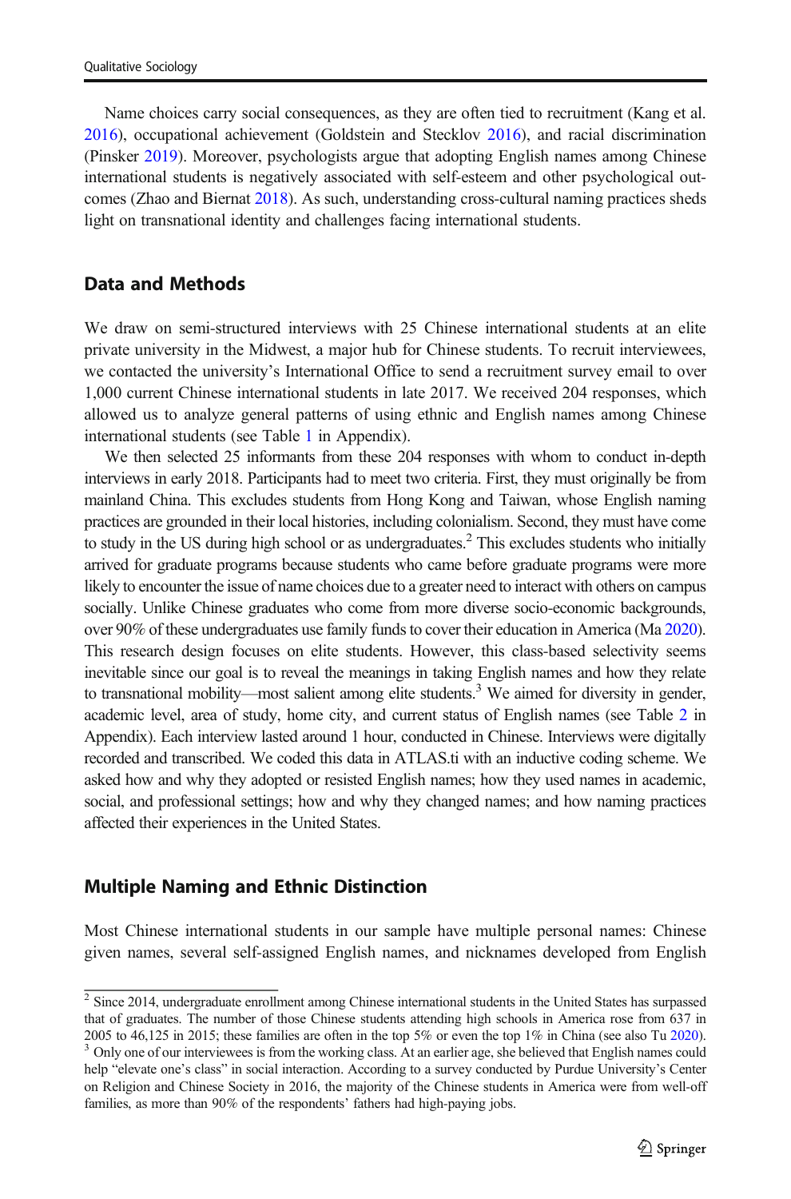Name choices carry social consequences, as they are often tied to recruitment (Kang et al. 2016), occupational achievement (Goldstein and Stecklov 2016), and racial discrimination (Pinsker 2019). Moreover, psychologists argue that adopting English names among Chinese international students is negatively associated with self-esteem and other psychological outcomes (Zhao and Biernat 2018). As such, understanding cross-cultural naming practices sheds light on transnational identity and challenges facing international students.

## Data and Methods

We draw on semi-structured interviews with 25 Chinese international students at an elite private university in the Midwest, a major hub for Chinese students. To recruit interviewees, we contacted the university's International Office to send a recruitment survey email to over 1,000 current Chinese international students in late 2017. We received 204 responses, which allowed us to analyze general patterns of using ethnic and English names among Chinese international students (see Table 1 in Appendix).

We then selected 25 informants from these 204 responses with whom to conduct in-depth interviews in early 2018. Participants had to meet two criteria. First, they must originally be from mainland China. This excludes students from Hong Kong and Taiwan, whose English naming practices are grounded in their local histories, including colonialism. Second, they must have come to study in the US during high school or as undergraduates.[2] This excludes students who initially arrived for graduate programs because students who came before graduate programs were more likely to encounter the issue of name choices due to a greater need to interact with others on campus socially. Unlike Chinese graduates who come from more diverse socio-economic backgrounds, over 90% of these undergraduates use family funds to cover their education in America (Ma 2020). This research design focuses on elite students. However, this class-based selectivity seems inevitable since our goal is to reveal the meanings in taking English names and how they relate to transnational mobility—most salient among elite students.[3] We aimed for diversity in gender, academic level, area of study, home city, and current status of English names (see Table 2 in Appendix). Each interview lasted around 1 hour, conducted in Chinese. Interviews were digitally recorded and transcribed. We coded this data in ATLAS.ti with an inductive coding scheme. We asked how and why they adopted or resisted English names; how they used names in academic, social, and professional settings; how and why they changed names; and how naming practices affected their experiences in the United States.

## Multiple Naming and Ethnic Distinction

Most Chinese international students in our sample have multiple personal names: Chinese given names, several self-assigned English names, and nicknames developed from English

[2] Since 2014, undergraduate enrollment among Chinese international students in the United States has surpassed that of graduates. The number of those Chinese students attending high schools in America rose from 637 in 2005 to 46,125 in 2015; these families are often in the top 5% or even the top 1% in China (see also Tu 2020).

[3] Only one of our interviewees is from the working class. At an earlier age, she believed that English names could help "elevate one's class" in social interaction. According to a survey conducted by Purdue University's Center on Religion and Chinese Society in 2016, the majority of the Chinese students in America were from well-off families, as more than 90% of the respondents' fathers had high-paying jobs.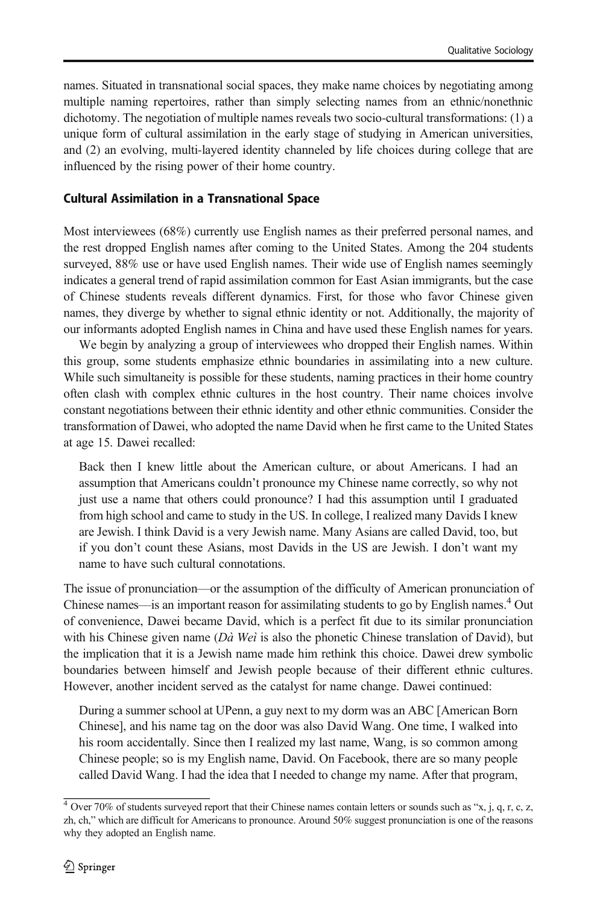names. Situated in transnational social spaces, they make name choices by negotiating among multiple naming repertoires, rather than simply selecting names from an ethnic/nonethnic dichotomy. The negotiation of multiple names reveals two socio-cultural transformations: (1) a unique form of cultural assimilation in the early stage of studying in American universities, and (2) an evolving, multi-layered identity channeled by life choices during college that are influenced by the rising power of their home country.

## Cultural Assimilation in a Transnational Space

Most interviewees (68%) currently use English names as their preferred personal names, and the rest dropped English names after coming to the United States. Among the 204 students surveyed, 88% use or have used English names. Their wide use of English names seemingly indicates a general trend of rapid assimilation common for East Asian immigrants, but the case of Chinese students reveals different dynamics. First, for those who favor Chinese given names, they diverge by whether to signal ethnic identity or not. Additionally, the majority of our informants adopted English names in China and have used these English names for years.

We begin by analyzing a group of interviewees who dropped their English names. Within this group, some students emphasize ethnic boundaries in assimilating into a new culture. While such simultaneity is possible for these students, naming practices in their home country often clash with complex ethnic cultures in the host country. Their name choices involve constant negotiations between their ethnic identity and other ethnic communities. Consider the transformation of Dawei, who adopted the name David when he first came to the United States at age 15. Dawei recalled:

> Back then I knew little about the American culture, or about Americans. I had an assumption that Americans couldn't pronounce my Chinese name correctly, so why not just use a name that others could pronounce? I had this assumption until I graduated from high school and came to study in the US. In college, I realized many Davids I knew are Jewish. I think David is a very Jewish name. Many Asians are called David, too, but if you don't count these Asians, most Davids in the US are Jewish. I don't want my name to have such cultural connotations.

The issue of pronunciation—or the assumption of the difficulty of American pronunciation of Chinese names—is an important reason for assimilating students to go by English names.[4] Out of convenience, Dawei became David, which is a perfect fit due to its similar pronunciation with his Chinese given name (*Dà Weì* is also the phonetic Chinese translation of David), but the implication that it is a Jewish name made him rethink this choice. Dawei drew symbolic boundaries between himself and Jewish people because of their different ethnic cultures. However, another incident served as the catalyst for name change. Dawei continued:

> During a summer school at UPenn, a guy next to my dorm was an ABC [American Born Chinese], and his name tag on the door was also David Wang. One time, I walked into his room accidentally. Since then I realized my last name, Wang, is so common among Chinese people; so is my English name, David. On Facebook, there are so many people called David Wang. I had the idea that I needed to change my name. After that program,

[4] Over 70% of students surveyed report that their Chinese names contain letters or sounds such as "x, j, q, r, c, z, zh, ch," which are difficult for Americans to pronounce. Around 50% suggest pronunciation is one of the reasons why they adopted an English name.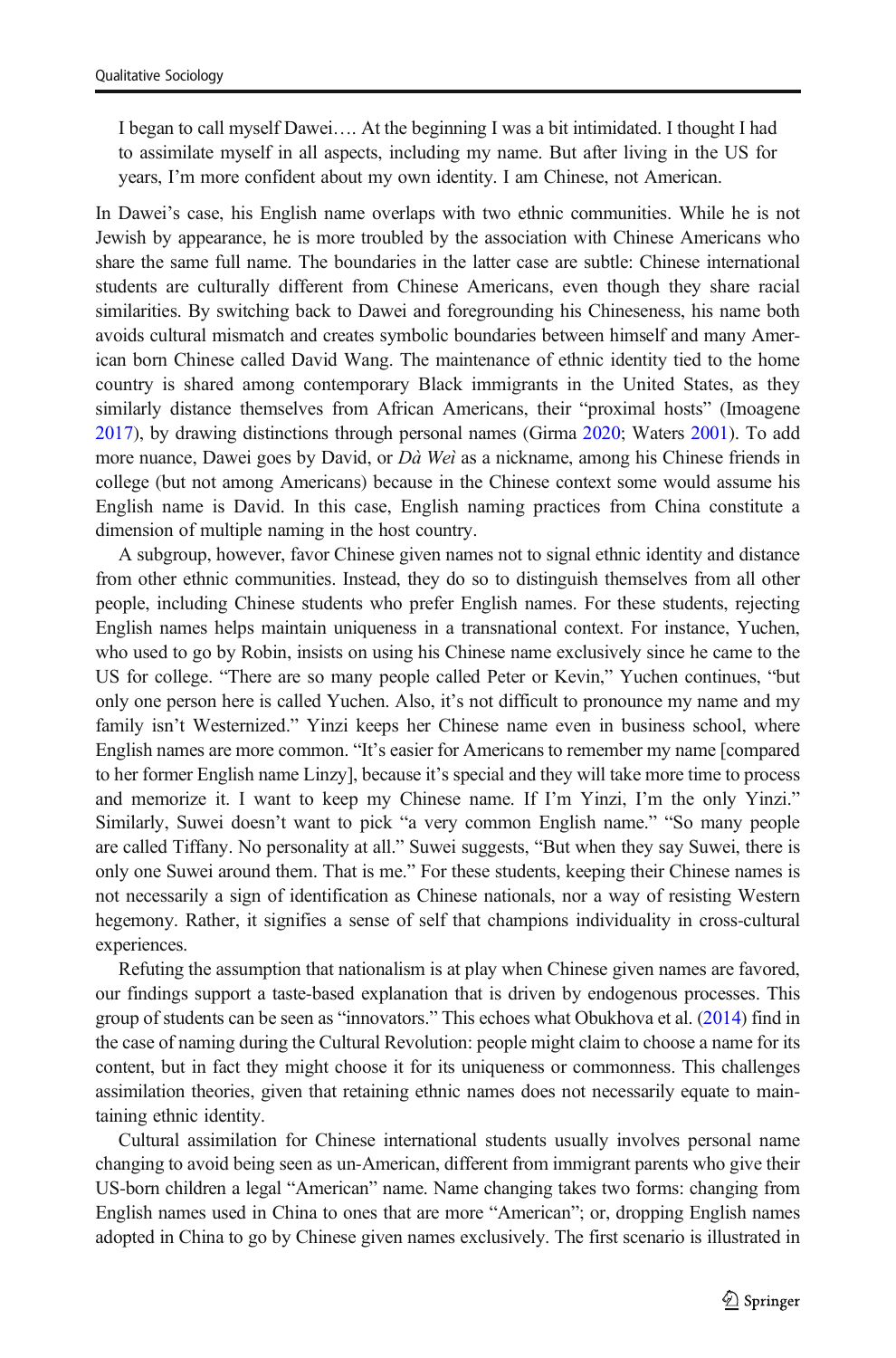> I began to call myself Dawei…. At the beginning I was a bit intimidated. I thought I had to assimilate myself in all aspects, including my name. But after living in the US for years, I'm more confident about my own identity. I am Chinese, not American.

In Dawei's case, his English name overlaps with two ethnic communities. While he is not Jewish by appearance, he is more troubled by the association with Chinese Americans who share the same full name. The boundaries in the latter case are subtle: Chinese international students are culturally different from Chinese Americans, even though they share racial similarities. By switching back to Dawei and foregrounding his Chineseness, his name both avoids cultural mismatch and creates symbolic boundaries between himself and many American born Chinese called David Wang. The maintenance of ethnic identity tied to the home country is shared among contemporary Black immigrants in the United States, as they similarly distance themselves from African Americans, their "proximal hosts" (Imoagene 2017), by drawing distinctions through personal names (Girma 2020; Waters 2001). To add more nuance, Dawei goes by David, or *Dà Weì* as a nickname, among his Chinese friends in college (but not among Americans) because in the Chinese context some would assume his English name is David. In this case, English naming practices from China constitute a dimension of multiple naming in the host country.

A subgroup, however, favor Chinese given names not to signal ethnic identity and distance from other ethnic communities. Instead, they do so to distinguish themselves from all other people, including Chinese students who prefer English names. For these students, rejecting English names helps maintain uniqueness in a transnational context. For instance, Yuchen, who used to go by Robin, insists on using his Chinese name exclusively since he came to the US for college. "There are so many people called Peter or Kevin," Yuchen continues, "but only one person here is called Yuchen. Also, it's not difficult to pronounce my name and my family isn't Westernized." Yinzi keeps her Chinese name even in business school, where English names are more common. "It's easier for Americans to remember my name [compared to her former English name Linzy], because it's special and they will take more time to process and memorize it. I want to keep my Chinese name. If I'm Yinzi, I'm the only Yinzi." Similarly, Suwei doesn't want to pick "a very common English name." "So many people are called Tiffany. No personality at all." Suwei suggests, "But when they say Suwei, there is only one Suwei around them. That is me." For these students, keeping their Chinese names is not necessarily a sign of identification as Chinese nationals, nor a way of resisting Western hegemony. Rather, it signifies a sense of self that champions individuality in cross-cultural experiences.

Refuting the assumption that nationalism is at play when Chinese given names are favored, our findings support a taste-based explanation that is driven by endogenous processes. This group of students can be seen as "innovators." This echoes what Obukhova et al. (2014) find in the case of naming during the Cultural Revolution: people might claim to choose a name for its content, but in fact they might choose it for its uniqueness or commonness. This challenges assimilation theories, given that retaining ethnic names does not necessarily equate to maintaining ethnic identity.

Cultural assimilation for Chinese international students usually involves personal name changing to avoid being seen as un-American, different from immigrant parents who give their US-born children a legal "American" name. Name changing takes two forms: changing from English names used in China to ones that are more "American"; or, dropping English names adopted in China to go by Chinese given names exclusively. The first scenario is illustrated in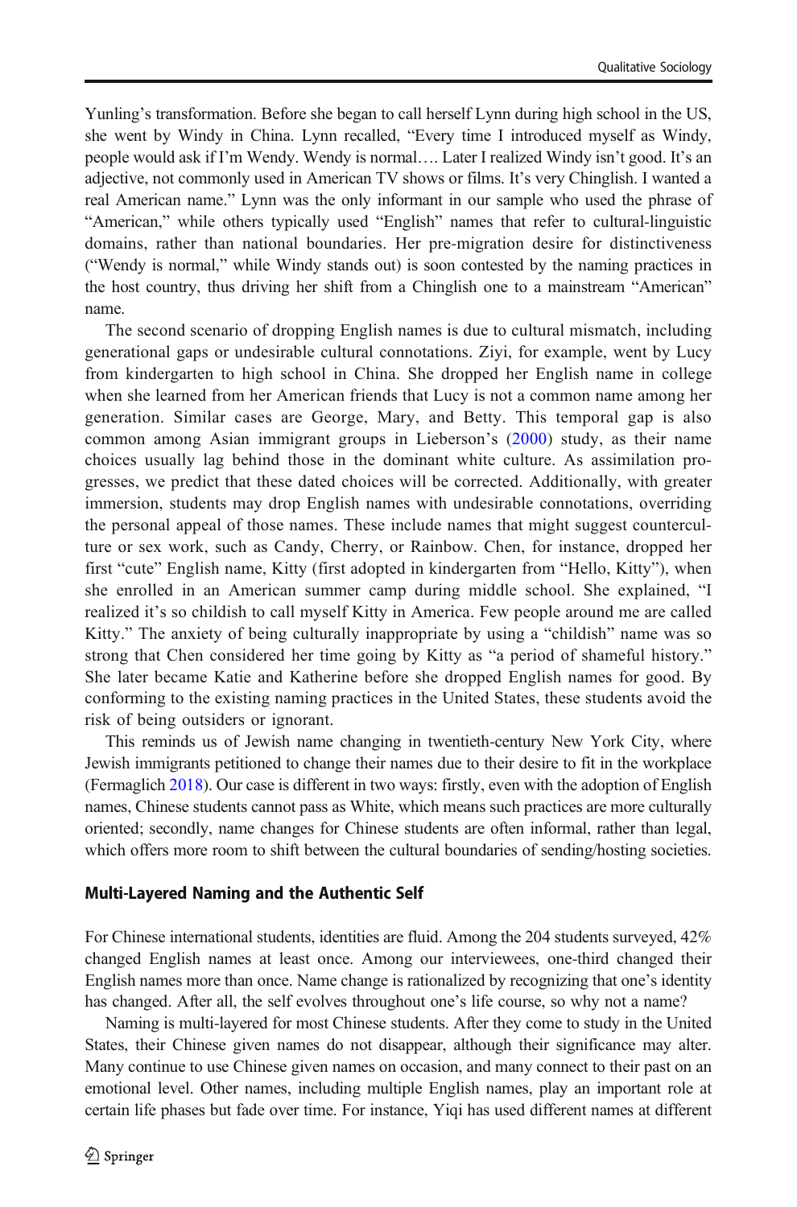Yunling's transformation. Before she began to call herself Lynn during high school in the US, she went by Windy in China. Lynn recalled, "Every time I introduced myself as Windy, people would ask if I'm Wendy. Wendy is normal…. Later I realized Windy isn't good. It's an adjective, not commonly used in American TV shows or films. It's very Chinglish. I wanted a real American name." Lynn was the only informant in our sample who used the phrase of "American," while others typically used "English" names that refer to cultural-linguistic domains, rather than national boundaries. Her pre-migration desire for distinctiveness ("Wendy is normal," while Windy stands out) is soon contested by the naming practices in the host country, thus driving her shift from a Chinglish one to a mainstream "American" name.

The second scenario of dropping English names is due to cultural mismatch, including generational gaps or undesirable cultural connotations. Ziyi, for example, went by Lucy from kindergarten to high school in China. She dropped her English name in college when she learned from her American friends that Lucy is not a common name among her generation. Similar cases are George, Mary, and Betty. This temporal gap is also common among Asian immigrant groups in Lieberson's (2000) study, as their name choices usually lag behind those in the dominant white culture. As assimilation progresses, we predict that these dated choices will be corrected. Additionally, with greater immersion, students may drop English names with undesirable connotations, overriding the personal appeal of those names. These include names that might suggest counterculture or sex work, such as Candy, Cherry, or Rainbow. Chen, for instance, dropped her first "cute" English name, Kitty (first adopted in kindergarten from "Hello, Kitty"), when she enrolled in an American summer camp during middle school. She explained, "I realized it's so childish to call myself Kitty in America. Few people around me are called Kitty." The anxiety of being culturally inappropriate by using a "childish" name was so strong that Chen considered her time going by Kitty as "a period of shameful history." She later became Katie and Katherine before she dropped English names for good. By conforming to the existing naming practices in the United States, these students avoid the risk of being outsiders or ignorant.

This reminds us of Jewish name changing in twentieth-century New York City, where Jewish immigrants petitioned to change their names due to their desire to fit in the workplace (Fermaglich 2018). Our case is different in two ways: firstly, even with the adoption of English names, Chinese students cannot pass as White, which means such practices are more culturally oriented; secondly, name changes for Chinese students are often informal, rather than legal, which offers more room to shift between the cultural boundaries of sending/hosting societies.

### Multi-Layered Naming and the Authentic Self

For Chinese international students, identities are fluid. Among the 204 students surveyed, 42% changed English names at least once. Among our interviewees, one-third changed their English names more than once. Name change is rationalized by recognizing that one's identity has changed. After all, the self evolves throughout one's life course, so why not a name?

Naming is multi-layered for most Chinese students. After they come to study in the United States, their Chinese given names do not disappear, although their significance may alter. Many continue to use Chinese given names on occasion, and many connect to their past on an emotional level. Other names, including multiple English names, play an important role at certain life phases but fade over time. For instance, Yiqi has used different names at different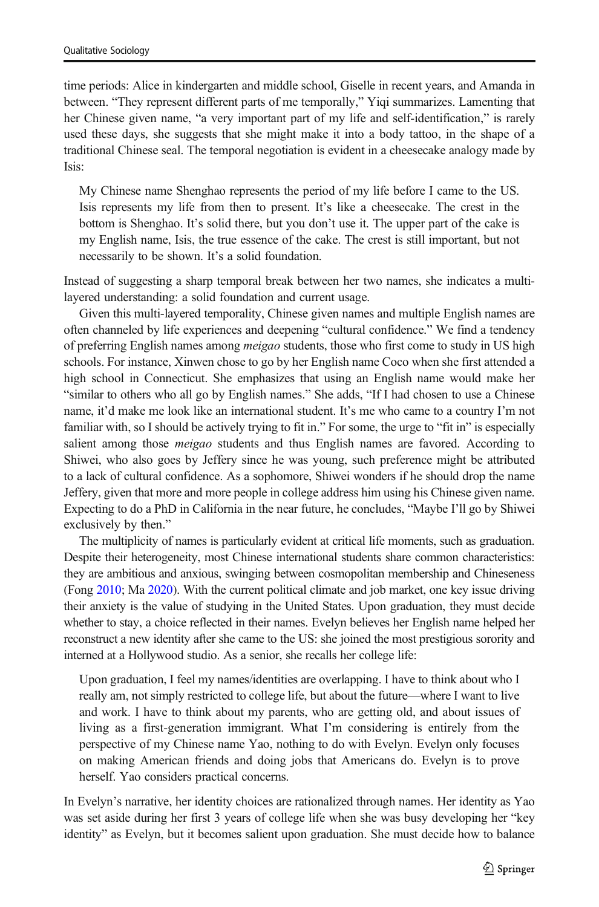time periods: Alice in kindergarten and middle school, Giselle in recent years, and Amanda in between. "They represent different parts of me temporally," Yiqi summarizes. Lamenting that her Chinese given name, "a very important part of my life and self-identification," is rarely used these days, she suggests that she might make it into a body tattoo, in the shape of a traditional Chinese seal. The temporal negotiation is evident in a cheesecake analogy made by Isis:

> My Chinese name Shenghao represents the period of my life before I came to the US. Isis represents my life from then to present. It's like a cheesecake. The crest in the bottom is Shenghao. It's solid there, but you don't use it. The upper part of the cake is my English name, Isis, the true essence of the cake. The crest is still important, but not necessarily to be shown. It's a solid foundation.

Instead of suggesting a sharp temporal break between her two names, she indicates a multi-layered understanding: a solid foundation and current usage.

Given this multi-layered temporality, Chinese given names and multiple English names are often channeled by life experiences and deepening "cultural confidence." We find a tendency of preferring English names among *meigao* students, those who first come to study in US high schools. For instance, Xinwen chose to go by her English name Coco when she first attended a high school in Connecticut. She emphasizes that using an English name would make her "similar to others who all go by English names." She adds, "If I had chosen to use a Chinese name, it'd make me look like an international student. It's me who came to a country I'm not familiar with, so I should be actively trying to fit in." For some, the urge to "fit in" is especially salient among those *meigao* students and thus English names are favored. According to Shiwei, who also goes by Jeffery since he was young, such preference might be attributed to a lack of cultural confidence. As a sophomore, Shiwei wonders if he should drop the name Jeffery, given that more and more people in college address him using his Chinese given name. Expecting to do a PhD in California in the near future, he concludes, "Maybe I'll go by Shiwei exclusively by then."

The multiplicity of names is particularly evident at critical life moments, such as graduation. Despite their heterogeneity, most Chinese international students share common characteristics: they are ambitious and anxious, swinging between cosmopolitan membership and Chineseness (Fong 2010; Ma 2020). With the current political climate and job market, one key issue driving their anxiety is the value of studying in the United States. Upon graduation, they must decide whether to stay, a choice reflected in their names. Evelyn believes her English name helped her reconstruct a new identity after she came to the US: she joined the most prestigious sorority and interned at a Hollywood studio. As a senior, she recalls her college life:

> Upon graduation, I feel my names/identities are overlapping. I have to think about who I really am, not simply restricted to college life, but about the future—where I want to live and work. I have to think about my parents, who are getting old, and about issues of living as a first-generation immigrant. What I'm considering is entirely from the perspective of my Chinese name Yao, nothing to do with Evelyn. Evelyn only focuses on making American friends and doing jobs that Americans do. Evelyn is to prove herself. Yao considers practical concerns.

In Evelyn's narrative, her identity choices are rationalized through names. Her identity as Yao was set aside during her first 3 years of college life when she was busy developing her "key identity" as Evelyn, but it becomes salient upon graduation. She must decide how to balance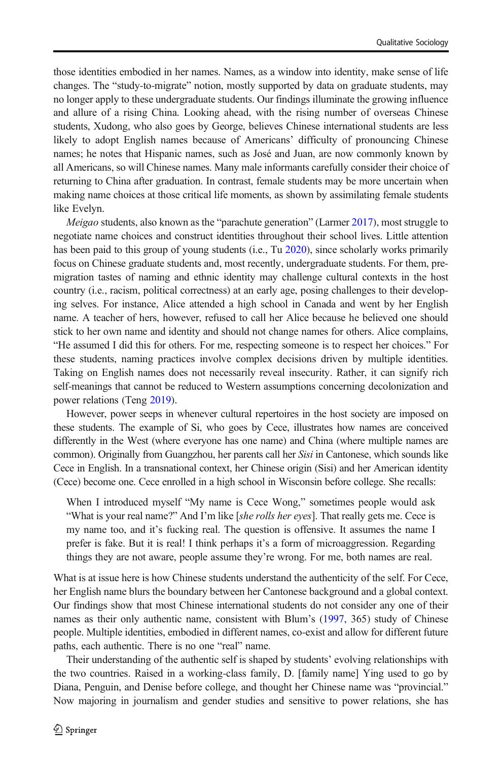those identities embodied in her names. Names, as a window into identity, make sense of life changes. The "study-to-migrate" notion, mostly supported by data on graduate students, may no longer apply to these undergraduate students. Our findings illuminate the growing influence and allure of a rising China. Looking ahead, with the rising number of overseas Chinese students, Xudong, who also goes by George, believes Chinese international students are less likely to adopt English names because of Americans' difficulty of pronouncing Chinese names; he notes that Hispanic names, such as José and Juan, are now commonly known by all Americans, so will Chinese names. Many male informants carefully consider their choice of returning to China after graduation. In contrast, female students may be more uncertain when making name choices at those critical life moments, as shown by assimilating female students like Evelyn.

*Meigao* students, also known as the "parachute generation" (Larmer 2017), most struggle to negotiate name choices and construct identities throughout their school lives. Little attention has been paid to this group of young students (i.e., Tu 2020), since scholarly works primarily focus on Chinese graduate students and, most recently, undergraduate students. For them, pre-migration tastes of naming and ethnic identity may challenge cultural contexts in the host country (i.e., racism, political correctness) at an early age, posing challenges to their developing selves. For instance, Alice attended a high school in Canada and went by her English name. A teacher of hers, however, refused to call her Alice because he believed one should stick to her own name and identity and should not change names for others. Alice complains, "He assumed I did this for others. For me, respecting someone is to respect her choices." For these students, naming practices involve complex decisions driven by multiple identities. Taking on English names does not necessarily reveal insecurity. Rather, it can signify rich self-meanings that cannot be reduced to Western assumptions concerning decolonization and power relations (Teng 2019).

However, power seeps in whenever cultural repertoires in the host society are imposed on these students. The example of Si, who goes by Cece, illustrates how names are conceived differently in the West (where everyone has one name) and China (where multiple names are common). Originally from Guangzhou, her parents call her *Sisi* in Cantonese, which sounds like Cece in English. In a transnational context, her Chinese origin (Sisi) and her American identity (Cece) become one. Cece enrolled in a high school in Wisconsin before college. She recalls:

> When I introduced myself "My name is Cece Wong," sometimes people would ask "What is your real name?" And I'm like [*she rolls her eyes*]. That really gets me. Cece is my name too, and it's fucking real. The question is offensive. It assumes the name I prefer is fake. But it is real! I think perhaps it's a form of microaggression. Regarding things they are not aware, people assume they're wrong. For me, both names are real.

What is at issue here is how Chinese students understand the authenticity of the self. For Cece, her English name blurs the boundary between her Cantonese background and a global context. Our findings show that most Chinese international students do not consider any one of their names as their only authentic name, consistent with Blum's (1997, 365) study of Chinese people. Multiple identities, embodied in different names, co-exist and allow for different future paths, each authentic. There is no one "real" name.

Their understanding of the authentic self is shaped by students' evolving relationships with the two countries. Raised in a working-class family, D. [family name] Ying used to go by Diana, Penguin, and Denise before college, and thought her Chinese name was "provincial." Now majoring in journalism and gender studies and sensitive to power relations, she has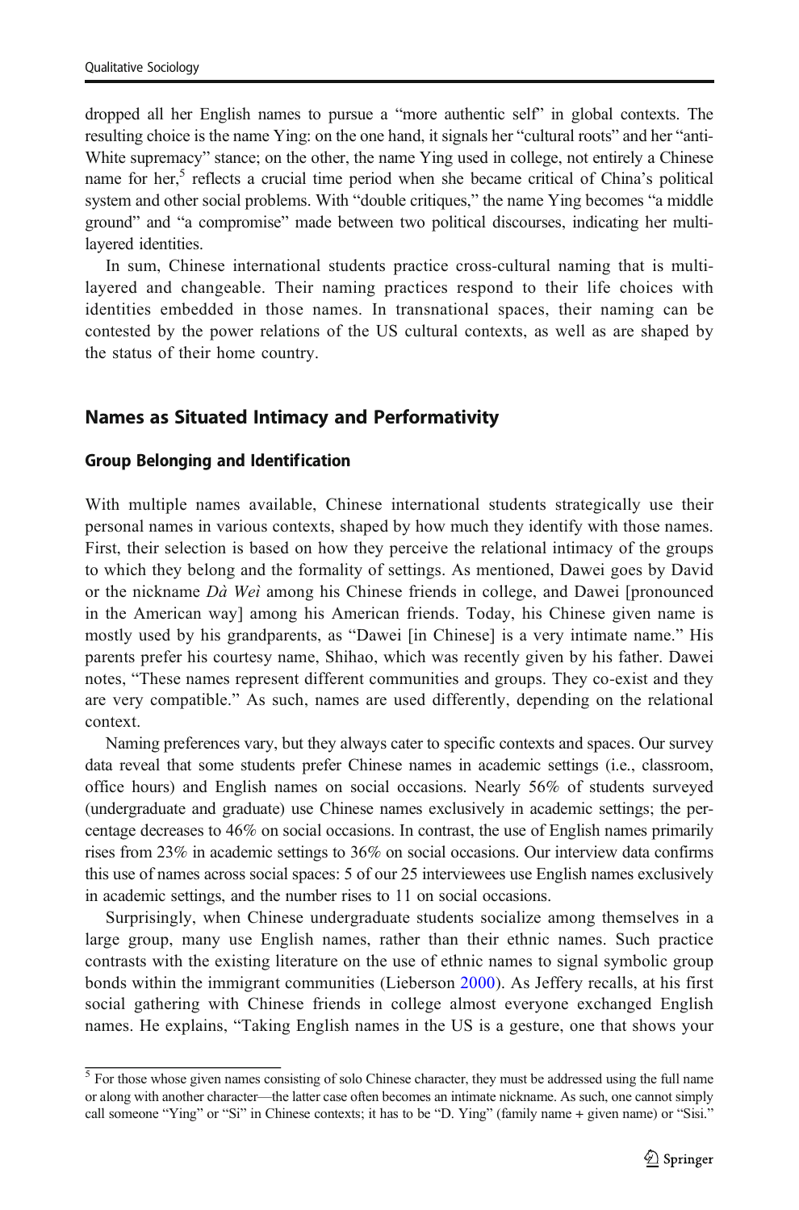dropped all her English names to pursue a "more authentic self" in global contexts. The resulting choice is the name Ying: on the one hand, it signals her "cultural roots" and her "anti-White supremacy" stance; on the other, the name Ying used in college, not entirely a Chinese name for her,[5] reflects a crucial time period when she became critical of China's political system and other social problems. With "double critiques," the name Ying becomes "a middle ground" and "a compromise" made between two political discourses, indicating her multi-layered identities.

In sum, Chinese international students practice cross-cultural naming that is multi-layered and changeable. Their naming practices respond to their life choices with identities embedded in those names. In transnational spaces, their naming can be contested by the power relations of the US cultural contexts, as well as are shaped by the status of their home country.

## Names as Situated Intimacy and Performativity

### Group Belonging and Identification

With multiple names available, Chinese international students strategically use their personal names in various contexts, shaped by how much they identify with those names. First, their selection is based on how they perceive the relational intimacy of the groups to which they belong and the formality of settings. As mentioned, Dawei goes by David or the nickname *Dà Weì* among his Chinese friends in college, and Dawei [pronounced in the American way] among his American friends. Today, his Chinese given name is mostly used by his grandparents, as "Dawei [in Chinese] is a very intimate name." His parents prefer his courtesy name, Shihao, which was recently given by his father. Dawei notes, "These names represent different communities and groups. They co-exist and they are very compatible." As such, names are used differently, depending on the relational context.

Naming preferences vary, but they always cater to specific contexts and spaces. Our survey data reveal that some students prefer Chinese names in academic settings (i.e., classroom, office hours) and English names on social occasions. Nearly 56% of students surveyed (undergraduate and graduate) use Chinese names exclusively in academic settings; the percentage decreases to 46% on social occasions. In contrast, the use of English names primarily rises from 23% in academic settings to 36% on social occasions. Our interview data confirms this use of names across social spaces: 5 of our 25 interviewees use English names exclusively in academic settings, and the number rises to 11 on social occasions.

Surprisingly, when Chinese undergraduate students socialize among themselves in a large group, many use English names, rather than their ethnic names. Such practice contrasts with the existing literature on the use of ethnic names to signal symbolic group bonds within the immigrant communities (Lieberson 2000). As Jeffery recalls, at his first social gathering with Chinese friends in college almost everyone exchanged English names. He explains, "Taking English names in the US is a gesture, one that shows your

[5] For those whose given names consisting of solo Chinese character, they must be addressed using the full name or along with another character—the latter case often becomes an intimate nickname. As such, one cannot simply call someone "Ying" or "Si" in Chinese contexts; it has to be "D. Ying" (family name + given name) or "Sisi."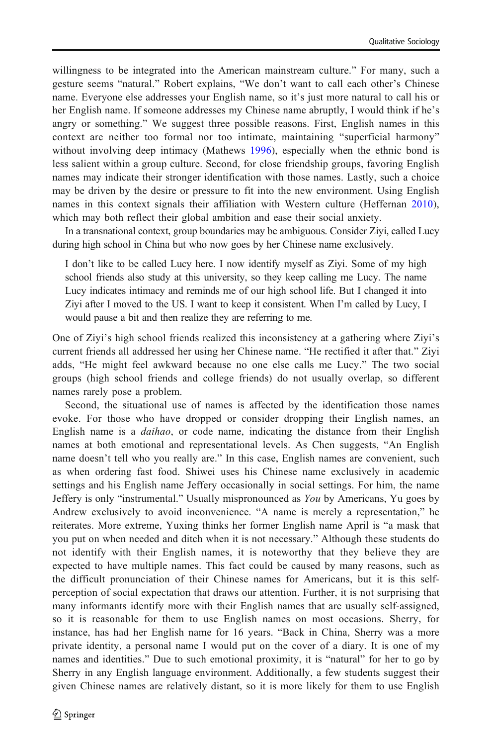willingness to be integrated into the American mainstream culture." For many, such a gesture seems "natural." Robert explains, "We don't want to call each other's Chinese name. Everyone else addresses your English name, so it's just more natural to call his or her English name. If someone addresses my Chinese name abruptly, I would think if he's angry or something." We suggest three possible reasons. First, English names in this context are neither too formal nor too intimate, maintaining "superficial harmony" without involving deep intimacy (Mathews 1996), especially when the ethnic bond is less salient within a group culture. Second, for close friendship groups, favoring English names may indicate their stronger identification with those names. Lastly, such a choice may be driven by the desire or pressure to fit into the new environment. Using English names in this context signals their affiliation with Western culture (Heffernan 2010), which may both reflect their global ambition and ease their social anxiety.

In a transnational context, group boundaries may be ambiguous. Consider Ziyi, called Lucy during high school in China but who now goes by her Chinese name exclusively.

> I don't like to be called Lucy here. I now identify myself as Ziyi. Some of my high school friends also study at this university, so they keep calling me Lucy. The name Lucy indicates intimacy and reminds me of our high school life. But I changed it into Ziyi after I moved to the US. I want to keep it consistent. When I'm called by Lucy, I would pause a bit and then realize they are referring to me.

One of Ziyi's high school friends realized this inconsistency at a gathering where Ziyi's current friends all addressed her using her Chinese name. "He rectified it after that." Ziyi adds, "He might feel awkward because no one else calls me Lucy." The two social groups (high school friends and college friends) do not usually overlap, so different names rarely pose a problem.

Second, the situational use of names is affected by the identification those names evoke. For those who have dropped or consider dropping their English names, an English name is a *daihao*, or code name, indicating the distance from their English names at both emotional and representational levels. As Chen suggests, "An English name doesn't tell who you really are." In this case, English names are convenient, such as when ordering fast food. Shiwei uses his Chinese name exclusively in academic settings and his English name Jeffery occasionally in social settings. For him, the name Jeffery is only "instrumental." Usually mispronounced as *You* by Americans, Yu goes by Andrew exclusively to avoid inconvenience. "A name is merely a representation," he reiterates. More extreme, Yuxing thinks her former English name April is "a mask that you put on when needed and ditch when it is not necessary." Although these students do not identify with their English names, it is noteworthy that they believe they are expected to have multiple names. This fact could be caused by many reasons, such as the difficult pronunciation of their Chinese names for Americans, but it is this self-perception of social expectation that draws our attention. Further, it is not surprising that many informants identify more with their English names that are usually self-assigned, so it is reasonable for them to use English names on most occasions. Sherry, for instance, has had her English name for 16 years. "Back in China, Sherry was a more private identity, a personal name I would put on the cover of a diary. It is one of my names and identities." Due to such emotional proximity, it is "natural" for her to go by Sherry in any English language environment. Additionally, a few students suggest their given Chinese names are relatively distant, so it is more likely for them to use English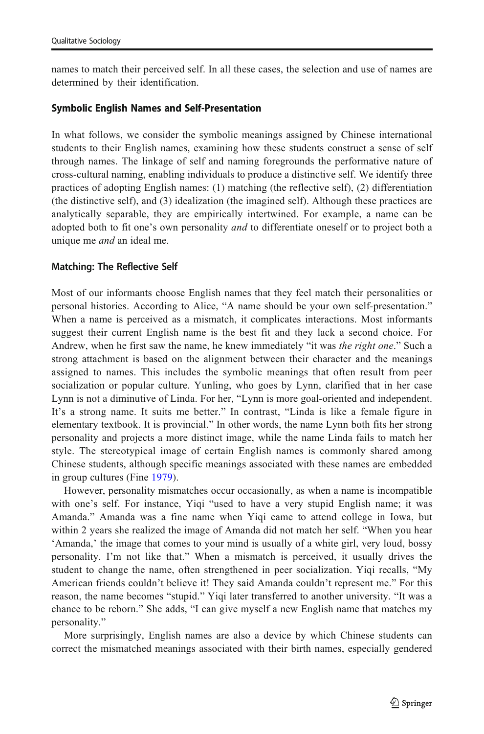names to match their perceived self. In all these cases, the selection and use of names are determined by their identification.

### Symbolic English Names and Self-Presentation

In what follows, we consider the symbolic meanings assigned by Chinese international students to their English names, examining how these students construct a sense of self through names. The linkage of self and naming foregrounds the performative nature of cross-cultural naming, enabling individuals to produce a distinctive self. We identify three practices of adopting English names: (1) matching (the reflective self), (2) differentiation (the distinctive self), and (3) idealization (the imagined self). Although these practices are analytically separable, they are empirically intertwined. For example, a name can be adopted both to fit one's own personality *and* to differentiate oneself or to project both a unique me *and* an ideal me.

#### Matching: The Reflective Self

Most of our informants choose English names that they feel match their personalities or personal histories. According to Alice, "A name should be your own self-presentation." When a name is perceived as a mismatch, it complicates interactions. Most informants suggest their current English name is the best fit and they lack a second choice. For Andrew, when he first saw the name, he knew immediately "it was *the right one*." Such a strong attachment is based on the alignment between their character and the meanings assigned to names. This includes the symbolic meanings that often result from peer socialization or popular culture. Yunling, who goes by Lynn, clarified that in her case Lynn is not a diminutive of Linda. For her, "Lynn is more goal-oriented and independent. It's a strong name. It suits me better." In contrast, "Linda is like a female figure in elementary textbook. It is provincial." In other words, the name Lynn both fits her strong personality and projects a more distinct image, while the name Linda fails to match her style. The stereotypical image of certain English names is commonly shared among Chinese students, although specific meanings associated with these names are embedded in group cultures (Fine 1979).

However, personality mismatches occur occasionally, as when a name is incompatible with one's self. For instance, Yiqi "used to have a very stupid English name; it was Amanda." Amanda was a fine name when Yiqi came to attend college in Iowa, but within 2 years she realized the image of Amanda did not match her self. "When you hear 'Amanda,' the image that comes to your mind is usually of a white girl, very loud, bossy personality. I'm not like that." When a mismatch is perceived, it usually drives the student to change the name, often strengthened in peer socialization. Yiqi recalls, "My American friends couldn't believe it! They said Amanda couldn't represent me." For this reason, the name becomes "stupid." Yiqi later transferred to another university. "It was a chance to be reborn." She adds, "I can give myself a new English name that matches my personality."

More surprisingly, English names are also a device by which Chinese students can correct the mismatched meanings associated with their birth names, especially gendered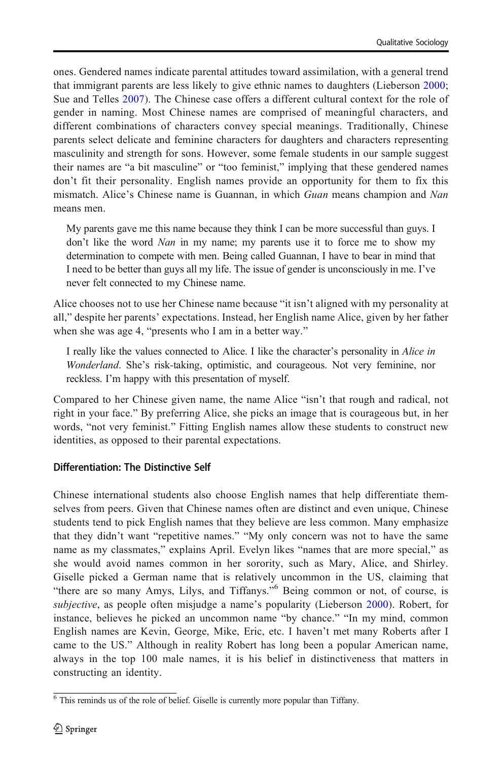ones. Gendered names indicate parental attitudes toward assimilation, with a general trend that immigrant parents are less likely to give ethnic names to daughters (Lieberson 2000; Sue and Telles 2007). The Chinese case offers a different cultural context for the role of gender in naming. Most Chinese names are comprised of meaningful characters, and different combinations of characters convey special meanings. Traditionally, Chinese parents select delicate and feminine characters for daughters and characters representing masculinity and strength for sons. However, some female students in our sample suggest their names are "a bit masculine" or "too feminist," implying that these gendered names don't fit their personality. English names provide an opportunity for them to fix this mismatch. Alice's Chinese name is Guannan, in which *Guan* means champion and *Nan* means men.

> My parents gave me this name because they think I can be more successful than guys. I don't like the word *Nan* in my name; my parents use it to force me to show my determination to compete with men. Being called Guannan, I have to bear in mind that I need to be better than guys all my life. The issue of gender is unconsciously in me. I've never felt connected to my Chinese name.

Alice chooses not to use her Chinese name because "it isn't aligned with my personality at all," despite her parents' expectations. Instead, her English name Alice, given by her father when she was age 4, "presents who I am in a better way."

> I really like the values connected to Alice. I like the character's personality in *Alice in Wonderland*. She's risk-taking, optimistic, and courageous. Not very feminine, nor reckless. I'm happy with this presentation of myself.

Compared to her Chinese given name, the name Alice "isn't that rough and radical, not right in your face." By preferring Alice, she picks an image that is courageous but, in her words, "not very feminist." Fitting English names allow these students to construct new identities, as opposed to their parental expectations.

### Differentiation: The Distinctive Self

Chinese international students also choose English names that help differentiate themselves from peers. Given that Chinese names often are distinct and even unique, Chinese students tend to pick English names that they believe are less common. Many emphasize that they didn't want "repetitive names." "My only concern was not to have the same name as my classmates," explains April. Evelyn likes "names that are more special," as she would avoid names common in her sorority, such as Mary, Alice, and Shirley. Giselle picked a German name that is relatively uncommon in the US, claiming that "there are so many Amys, Lilys, and Tiffanys."[6] Being common or not, of course, is *subjective*, as people often misjudge a name's popularity (Lieberson 2000). Robert, for instance, believes he picked an uncommon name "by chance." "In my mind, common English names are Kevin, George, Mike, Eric, etc. I haven't met many Roberts after I came to the US." Although in reality Robert has long been a popular American name, always in the top 100 male names, it is his belief in distinctiveness that matters in constructing an identity.

---

[6] This reminds us of the role of belief. Giselle is currently more popular than Tiffany.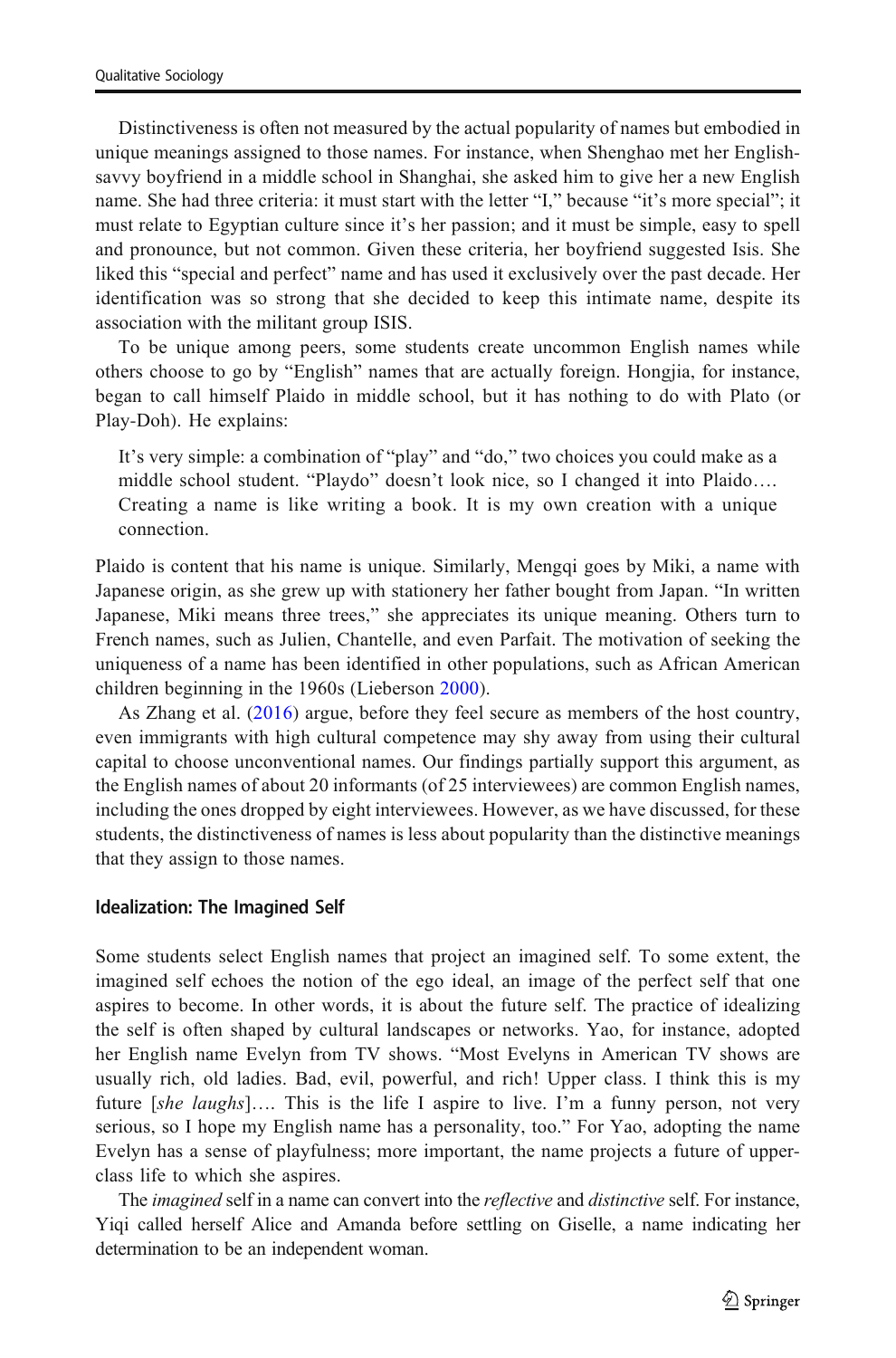Distinctiveness is often not measured by the actual popularity of names but embodied in unique meanings assigned to those names. For instance, when Shenghao met her English-savvy boyfriend in a middle school in Shanghai, she asked him to give her a new English name. She had three criteria: it must start with the letter "I," because "it's more special"; it must relate to Egyptian culture since it's her passion; and it must be simple, easy to spell and pronounce, but not common. Given these criteria, her boyfriend suggested Isis. She liked this "special and perfect" name and has used it exclusively over the past decade. Her identification was so strong that she decided to keep this intimate name, despite its association with the militant group ISIS.

To be unique among peers, some students create uncommon English names while others choose to go by "English" names that are actually foreign. Hongjia, for instance, began to call himself Plaido in middle school, but it has nothing to do with Plato (or Play-Doh). He explains:

> It's very simple: a combination of "play" and "do," two choices you could make as a middle school student. "Playdo" doesn't look nice, so I changed it into Plaido…. Creating a name is like writing a book. It is my own creation with a unique connection.

Plaido is content that his name is unique. Similarly, Mengqi goes by Miki, a name with Japanese origin, as she grew up with stationery her father bought from Japan. "In written Japanese, Miki means three trees," she appreciates its unique meaning. Others turn to French names, such as Julien, Chantelle, and even Parfait. The motivation of seeking the uniqueness of a name has been identified in other populations, such as African American children beginning in the 1960s (Lieberson 2000).

As Zhang et al. (2016) argue, before they feel secure as members of the host country, even immigrants with high cultural competence may shy away from using their cultural capital to choose unconventional names. Our findings partially support this argument, as the English names of about 20 informants (of 25 interviewees) are common English names, including the ones dropped by eight interviewees. However, as we have discussed, for these students, the distinctiveness of names is less about popularity than the distinctive meanings that they assign to those names.

### Idealization: The Imagined Self

Some students select English names that project an imagined self. To some extent, the imagined self echoes the notion of the ego ideal, an image of the perfect self that one aspires to become. In other words, it is about the future self. The practice of idealizing the self is often shaped by cultural landscapes or networks. Yao, for instance, adopted her English name Evelyn from TV shows. "Most Evelyns in American TV shows are usually rich, old ladies. Bad, evil, powerful, and rich! Upper class. I think this is my future [*she laughs*]…. This is the life I aspire to live. I'm a funny person, not very serious, so I hope my English name has a personality, too." For Yao, adopting the name Evelyn has a sense of playfulness; more important, the name projects a future of upper-class life to which she aspires.

The *imagined* self in a name can convert into the *reflective* and *distinctive* self. For instance, Yiqi called herself Alice and Amanda before settling on Giselle, a name indicating her determination to be an independent woman.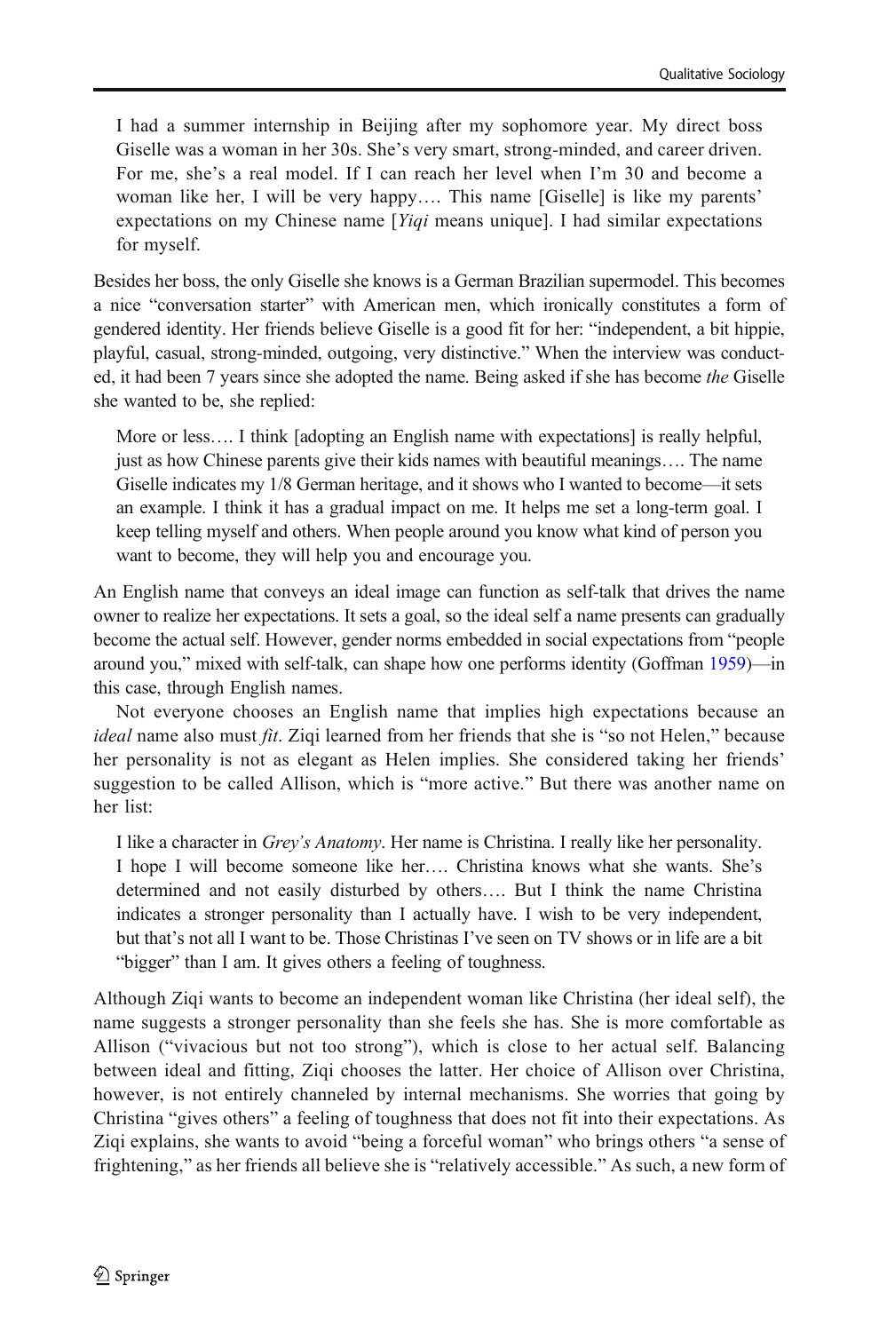> I had a summer internship in Beijing after my sophomore year. My direct boss Giselle was a woman in her 30s. She's very smart, strong-minded, and career driven. For me, she's a real model. If I can reach her level when I'm 30 and become a woman like her, I will be very happy…. This name [Giselle] is like my parents' expectations on my Chinese name [*Yiqi* means unique]. I had similar expectations for myself.

Besides her boss, the only Giselle she knows is a German Brazilian supermodel. This becomes a nice "conversation starter" with American men, which ironically constitutes a form of gendered identity. Her friends believe Giselle is a good fit for her: "independent, a bit hippie, playful, casual, strong-minded, outgoing, very distinctive." When the interview was conducted, it had been 7 years since she adopted the name. Being asked if she has become *the* Giselle she wanted to be, she replied:

> More or less…. I think [adopting an English name with expectations] is really helpful, just as how Chinese parents give their kids names with beautiful meanings…. The name Giselle indicates my 1/8 German heritage, and it shows who I wanted to become—it sets an example. I think it has a gradual impact on me. It helps me set a long-term goal. I keep telling myself and others. When people around you know what kind of person you want to become, they will help you and encourage you.

An English name that conveys an ideal image can function as self-talk that drives the name owner to realize her expectations. It sets a goal, so the ideal self a name presents can gradually become the actual self. However, gender norms embedded in social expectations from "people around you," mixed with self-talk, can shape how one performs identity (Goffman 1959)—in this case, through English names.

Not everyone chooses an English name that implies high expectations because an *ideal* name also must *fit*. Ziqi learned from her friends that she is "so not Helen," because her personality is not as elegant as Helen implies. She considered taking her friends' suggestion to be called Allison, which is "more active." But there was another name on her list:

> I like a character in *Grey's Anatomy*. Her name is Christina. I really like her personality. I hope I will become someone like her…. Christina knows what she wants. She's determined and not easily disturbed by others…. But I think the name Christina indicates a stronger personality than I actually have. I wish to be very independent, but that's not all I want to be. Those Christinas I've seen on TV shows or in life are a bit "bigger" than I am. It gives others a feeling of toughness.

Although Ziqi wants to become an independent woman like Christina (her ideal self), the name suggests a stronger personality than she feels she has. She is more comfortable as Allison ("vivacious but not too strong"), which is close to her actual self. Balancing between ideal and fitting, Ziqi chooses the latter. Her choice of Allison over Christina, however, is not entirely channeled by internal mechanisms. She worries that going by Christina "gives others" a feeling of toughness that does not fit into their expectations. As Ziqi explains, she wants to avoid "being a forceful woman" who brings others "a sense of frightening," as her friends all believe she is "relatively accessible." As such, a new form of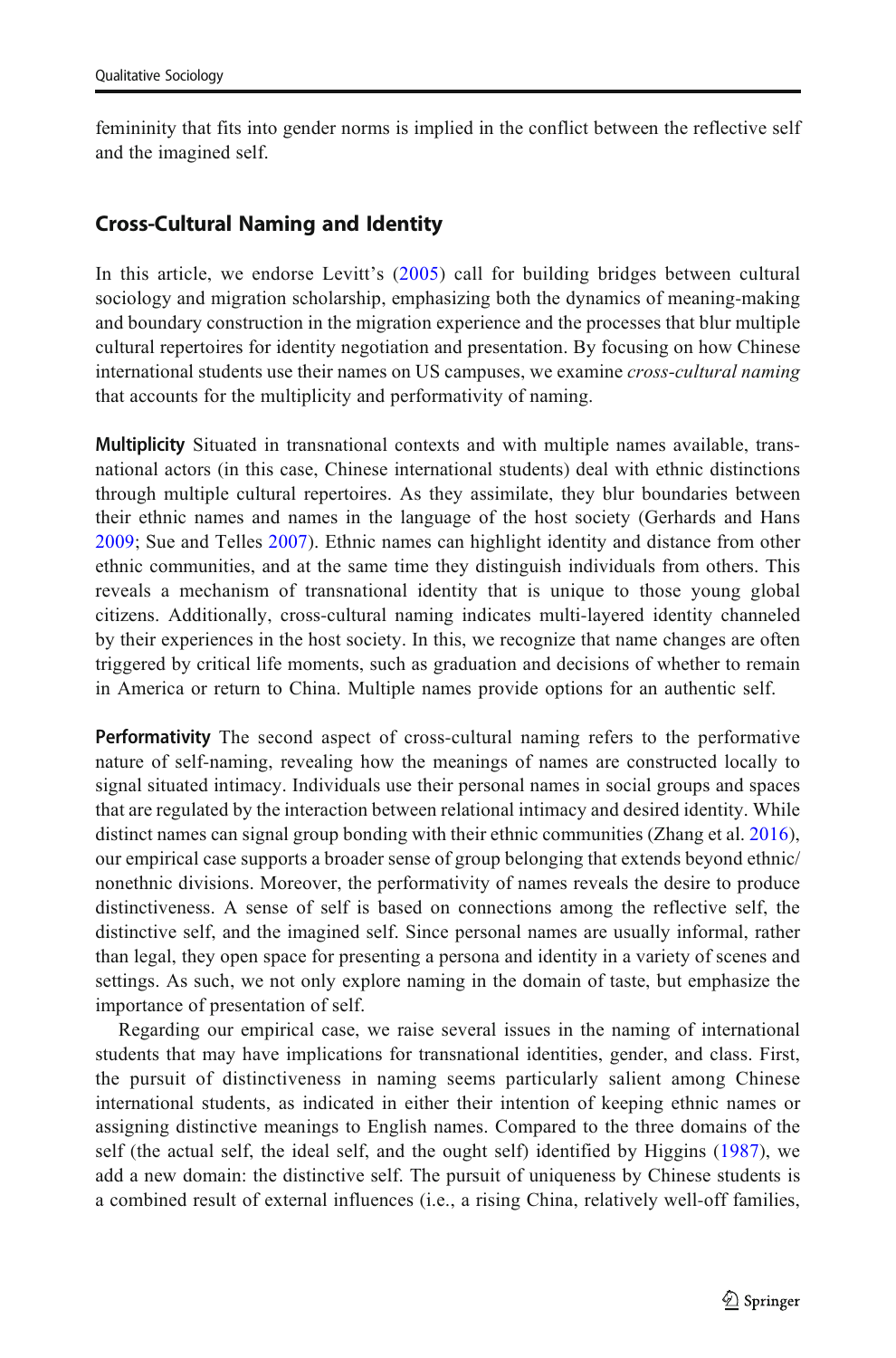femininity that fits into gender norms is implied in the conflict between the reflective self and the imagined self.

## Cross-Cultural Naming and Identity

In this article, we endorse Levitt's (2005) call for building bridges between cultural sociology and migration scholarship, emphasizing both the dynamics of meaning-making and boundary construction in the migration experience and the processes that blur multiple cultural repertoires for identity negotiation and presentation. By focusing on how Chinese international students use their names on US campuses, we examine *cross-cultural naming* that accounts for the multiplicity and performativity of naming.

**Multiplicity** Situated in transnational contexts and with multiple names available, transnational actors (in this case, Chinese international students) deal with ethnic distinctions through multiple cultural repertoires. As they assimilate, they blur boundaries between their ethnic names and names in the language of the host society (Gerhards and Hans 2009; Sue and Telles 2007). Ethnic names can highlight identity and distance from other ethnic communities, and at the same time they distinguish individuals from others. This reveals a mechanism of transnational identity that is unique to those young global citizens. Additionally, cross-cultural naming indicates multi-layered identity channeled by their experiences in the host society. In this, we recognize that name changes are often triggered by critical life moments, such as graduation and decisions of whether to remain in America or return to China. Multiple names provide options for an authentic self.

**Performativity** The second aspect of cross-cultural naming refers to the performative nature of self-naming, revealing how the meanings of names are constructed locally to signal situated intimacy. Individuals use their personal names in social groups and spaces that are regulated by the interaction between relational intimacy and desired identity. While distinct names can signal group bonding with their ethnic communities (Zhang et al. 2016), our empirical case supports a broader sense of group belonging that extends beyond ethnic/nonethnic divisions. Moreover, the performativity of names reveals the desire to produce distinctiveness. A sense of self is based on connections among the reflective self, the distinctive self, and the imagined self. Since personal names are usually informal, rather than legal, they open space for presenting a persona and identity in a variety of scenes and settings. As such, we not only explore naming in the domain of taste, but emphasize the importance of presentation of self.

Regarding our empirical case, we raise several issues in the naming of international students that may have implications for transnational identities, gender, and class. First, the pursuit of distinctiveness in naming seems particularly salient among Chinese international students, as indicated in either their intention of keeping ethnic names or assigning distinctive meanings to English names. Compared to the three domains of the self (the actual self, the ideal self, and the ought self) identified by Higgins (1987), we add a new domain: the distinctive self. The pursuit of uniqueness by Chinese students is a combined result of external influences (i.e., a rising China, relatively well-off families,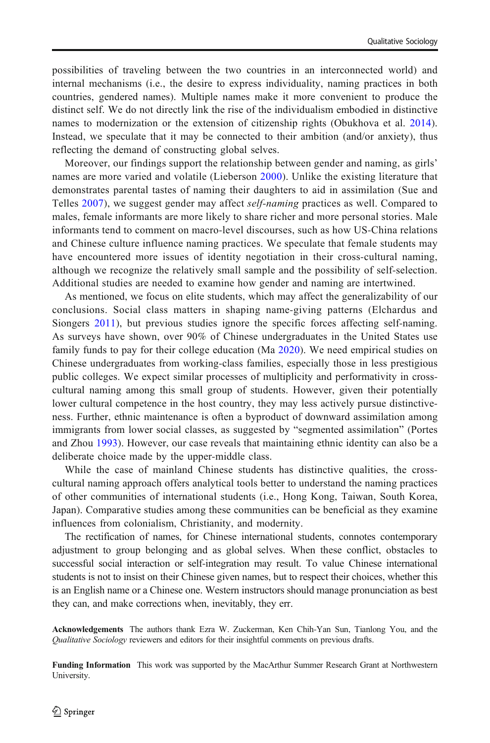possibilities of traveling between the two countries in an interconnected world) and internal mechanisms (i.e., the desire to express individuality, naming practices in both countries, gendered names). Multiple names make it more convenient to produce the distinct self. We do not directly link the rise of the individualism embodied in distinctive names to modernization or the extension of citizenship rights (Obukhova et al. 2014). Instead, we speculate that it may be connected to their ambition (and/or anxiety), thus reflecting the demand of constructing global selves.

Moreover, our findings support the relationship between gender and naming, as girls' names are more varied and volatile (Lieberson 2000). Unlike the existing literature that demonstrates parental tastes of naming their daughters to aid in assimilation (Sue and Telles 2007), we suggest gender may affect *self-naming* practices as well. Compared to males, female informants are more likely to share richer and more personal stories. Male informants tend to comment on macro-level discourses, such as how US-China relations and Chinese culture influence naming practices. We speculate that female students may have encountered more issues of identity negotiation in their cross-cultural naming, although we recognize the relatively small sample and the possibility of self-selection. Additional studies are needed to examine how gender and naming are intertwined.

As mentioned, we focus on elite students, which may affect the generalizability of our conclusions. Social class matters in shaping name-giving patterns (Elchardus and Siongers 2011), but previous studies ignore the specific forces affecting self-naming. As surveys have shown, over 90% of Chinese undergraduates in the United States use family funds to pay for their college education (Ma 2020). We need empirical studies on Chinese undergraduates from working-class families, especially those in less prestigious public colleges. We expect similar processes of multiplicity and performativity in cross-cultural naming among this small group of students. However, given their potentially lower cultural competence in the host country, they may less actively pursue distinctiveness. Further, ethnic maintenance is often a byproduct of downward assimilation among immigrants from lower social classes, as suggested by "segmented assimilation" (Portes and Zhou 1993). However, our case reveals that maintaining ethnic identity can also be a deliberate choice made by the upper-middle class.

While the case of mainland Chinese students has distinctive qualities, the cross-cultural naming approach offers analytical tools better to understand the naming practices of other communities of international students (i.e., Hong Kong, Taiwan, South Korea, Japan). Comparative studies among these communities can be beneficial as they examine influences from colonialism, Christianity, and modernity.

The rectification of names, for Chinese international students, connotes contemporary adjustment to group belonging and as global selves. When these conflict, obstacles to successful social interaction or self-integration may result. To value Chinese international students is not to insist on their Chinese given names, but to respect their choices, whether this is an English name or a Chinese one. Western instructors should manage pronunciation as best they can, and make corrections when, inevitably, they err.

**Acknowledgements** The authors thank Ezra W. Zuckerman, Ken Chih-Yan Sun, Tianlong You, and the *Qualitative Sociology* reviewers and editors for their insightful comments on previous drafts.

**Funding Information** This work was supported by the MacArthur Summer Research Grant at Northwestern University.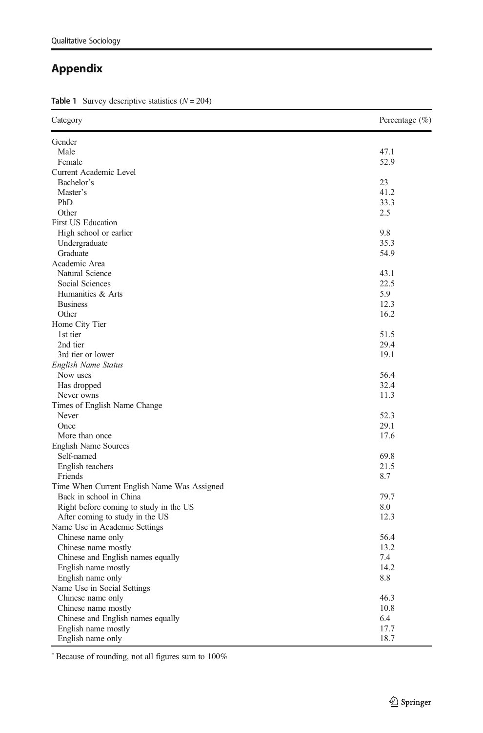## Appendix

**Table 1** Survey descriptive statistics ($N = 204$)

| Category | Percentage (%) |
|---|---|
| Gender | |
| Male | 47.1 |
| Female | 52.9 |
| Current Academic Level | |
| Bachelor's | 23 |
| Master's | 41.2 |
| PhD | 33.3 |
| Other | 2.5 |
| First US Education | |
| High school or earlier | 9.8 |
| Undergraduate | 35.3 |
| Graduate | 54.9 |
| Academic Area | |
| Natural Science | 43.1 |
| Social Sciences | 22.5 |
| Humanities & Arts | 5.9 |
| Business | 12.3 |
| Other | 16.2 |
| Home City Tier | |
| 1st tier | 51.5 |
| 2nd tier | 29.4 |
| 3rd tier or lower | 19.1 |
| *English Name Status* | |
| Now uses | 56.4 |
| Has dropped | 32.4 |
| Never owns | 11.3 |
| Times of English Name Change | |
| Never | 52.3 |
| Once | 29.1 |
| More than once | 17.6 |
| English Name Sources | |
| Self-named | 69.8 |
| English teachers | 21.5 |
| Friends | 8.7 |
| Time When Current English Name Was Assigned | |
| Back in school in China | 79.7 |
| Right before coming to study in the US | 8.0 |
| After coming to study in the US | 12.3 |
| Name Use in Academic Settings | |
| Chinese name only | 56.4 |
| Chinese name mostly | 13.2 |
| Chinese and English names equally | 7.4 |
| English name mostly | 14.2 |
| English name only | 8.8 |
| Name Use in Social Settings | |
| Chinese name only | 46.3 |
| Chinese name mostly | 10.8 |
| Chinese and English names equally | 6.4 |
| English name mostly | 17.7 |
| English name only | 18.7 |

* Because of rounding, not all figures sum to 100%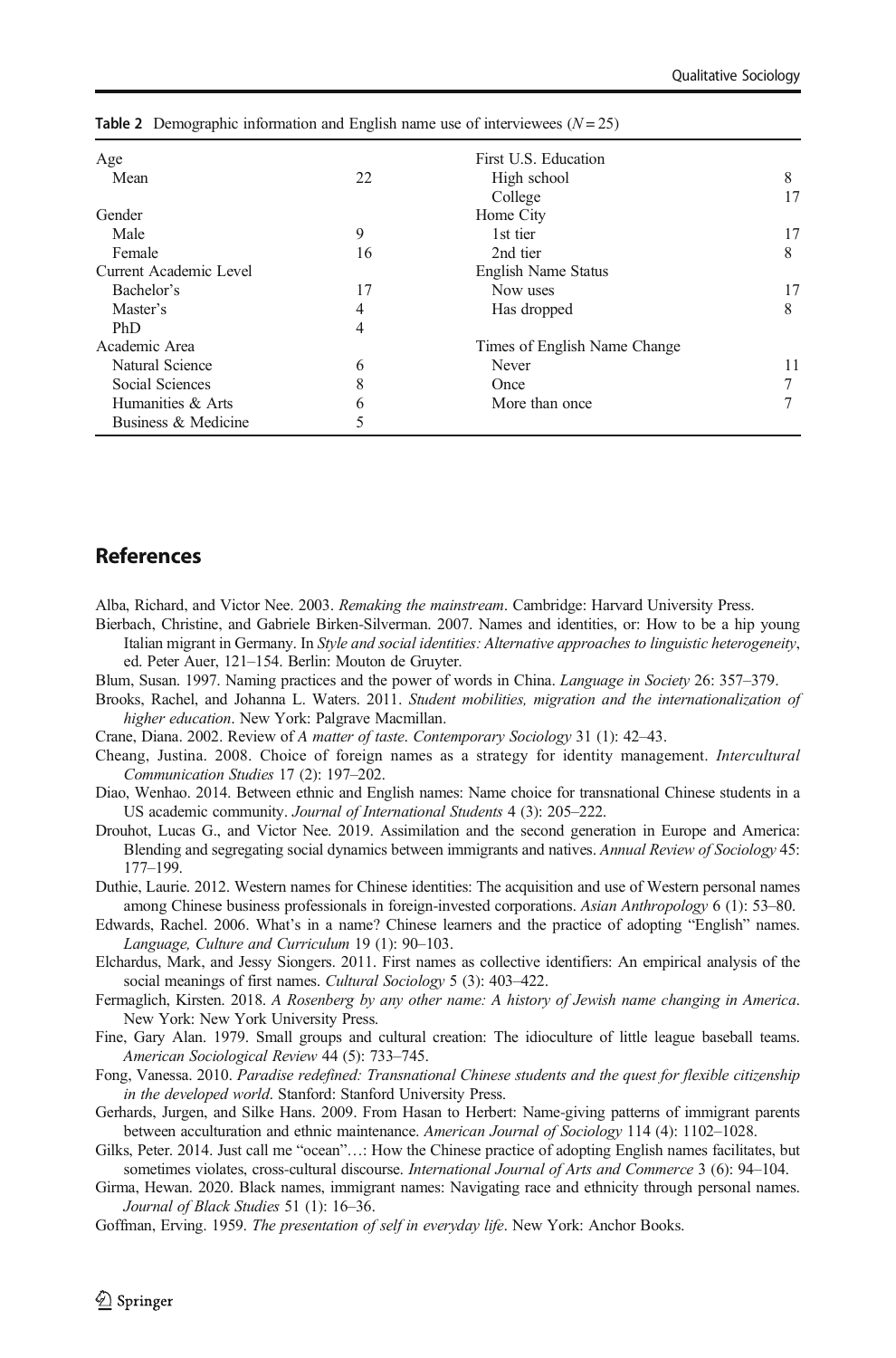**Table 2** Demographic information and English name use of interviewees ($N = 25$)

| | | | |
|---|---|---|---|
| Age | | First U.S. Education | |
| Mean | 22 | High school | 8 |
| | | College | 17 |
| Gender | | Home City | |
| Male | 9 | 1st tier | 17 |
| Female | 16 | 2nd tier | 8 |
| Current Academic Level | | English Name Status | |
| Bachelor's | 17 | Now uses | 17 |
| Master's | 4 | Has dropped | 8 |
| PhD | 4 | | |
| Academic Area | | Times of English Name Change | |
| Natural Science | 6 | Never | 11 |
| Social Sciences | 8 | Once | 7 |
| Humanities & Arts | 6 | More than once | 7 |
| Business & Medicine | 5 | | |

## References

Alba, Richard, and Victor Nee. 2003. *Remaking the mainstream*. Cambridge: Harvard University Press.

Bierbach, Christine, and Gabriele Birken-Silverman. 2007. Names and identities, or: How to be a hip young Italian migrant in Germany. In *Style and social identities: Alternative approaches to linguistic heterogeneity*, ed. Peter Auer, 121–154. Berlin: Mouton de Gruyter.

Blum, Susan. 1997. Naming practices and the power of words in China. *Language in Society* 26: 357–379.

Brooks, Rachel, and Johanna L. Waters. 2011. *Student mobilities, migration and the internationalization of higher education*. New York: Palgrave Macmillan.

Crane, Diana. 2002. Review of *A matter of taste*. *Contemporary Sociology* 31 (1): 42–43.

Cheang, Justina. 2008. Choice of foreign names as a strategy for identity management. *Intercultural Communication Studies* 17 (2): 197–202.

Diao, Wenhao. 2014. Between ethnic and English names: Name choice for transnational Chinese students in a US academic community. *Journal of International Students* 4 (3): 205–222.

Drouhot, Lucas G., and Victor Nee. 2019. Assimilation and the second generation in Europe and America: Blending and segregating social dynamics between immigrants and natives. *Annual Review of Sociology* 45: 177–199.

Duthie, Laurie. 2012. Western names for Chinese identities: The acquisition and use of Western personal names among Chinese business professionals in foreign-invested corporations. *Asian Anthropology* 6 (1): 53–80.

Edwards, Rachel. 2006. What's in a name? Chinese learners and the practice of adopting "English" names. *Language, Culture and Curriculum* 19 (1): 90–103.

Elchardus, Mark, and Jessy Siongers. 2011. First names as collective identifiers: An empirical analysis of the social meanings of first names. *Cultural Sociology* 5 (3): 403–422.

Fermaglich, Kirsten. 2018. *A Rosenberg by any other name: A history of Jewish name changing in America*. New York: New York University Press.

Fine, Gary Alan. 1979. Small groups and cultural creation: The idioculture of little league baseball teams. *American Sociological Review* 44 (5): 733–745.

Fong, Vanessa. 2010. *Paradise redefined: Transnational Chinese students and the quest for flexible citizenship in the developed world*. Stanford: Stanford University Press.

Gerhards, Jurgen, and Silke Hans. 2009. From Hasan to Herbert: Name-giving patterns of immigrant parents between acculturation and ethnic maintenance. *American Journal of Sociology* 114 (4): 1102–1028.

Gilks, Peter. 2014. Just call me "ocean"…: How the Chinese practice of adopting English names facilitates, but sometimes violates, cross-cultural discourse. *International Journal of Arts and Commerce* 3 (6): 94–104.

Girma, Hewan. 2020. Black names, immigrant names: Navigating race and ethnicity through personal names. *Journal of Black Studies* 51 (1): 16–36.

Goffman, Erving. 1959. *The presentation of self in everyday life*. New York: Anchor Books.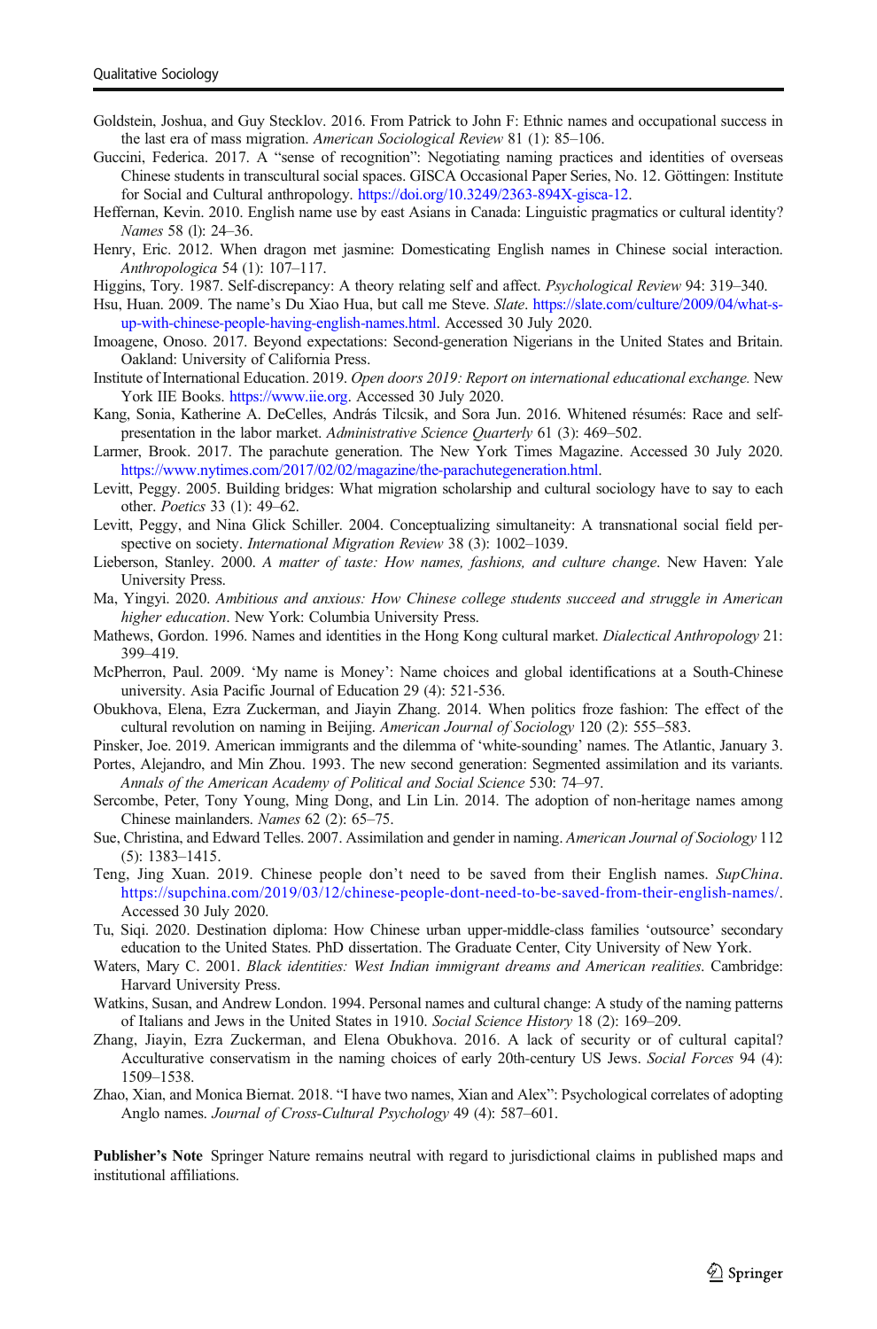Goldstein, Joshua, and Guy Stecklov. 2016. From Patrick to John F: Ethnic names and occupational success in the last era of mass migration. *American Sociological Review* 81 (1): 85–106.

Guccini, Federica. 2017. A "sense of recognition": Negotiating naming practices and identities of overseas Chinese students in transcultural social spaces. GISCA Occasional Paper Series, No. 12. Göttingen: Institute for Social and Cultural anthropology. https://doi.org/10.3249/2363-894X-gisca-12.

Heffernan, Kevin. 2010. English name use by east Asians in Canada: Linguistic pragmatics or cultural identity? *Names* 58 (l): 24–36.

Henry, Eric. 2012. When dragon met jasmine: Domesticating English names in Chinese social interaction. *Anthropologica* 54 (1): 107–117.

Higgins, Tory. 1987. Self-discrepancy: A theory relating self and affect. *Psychological Review* 94: 319–340.

Hsu, Huan. 2009. The name's Du Xiao Hua, but call me Steve. *Slate*. https://slate.com/culture/2009/04/what-s-up-with-chinese-people-having-english-names.html. Accessed 30 July 2020.

Imoagene, Onoso. 2017. Beyond expectations: Second-generation Nigerians in the United States and Britain. Oakland: University of California Press.

Institute of International Education. 2019. *Open doors 2019: Report on international educational exchange.* New York IIE Books. https://www.iie.org. Accessed 30 July 2020.

Kang, Sonia, Katherine A. DeCelles, András Tilcsik, and Sora Jun. 2016. Whitened résumés: Race and self-presentation in the labor market. *Administrative Science Quarterly* 61 (3): 469–502.

Larmer, Brook. 2017. The parachute generation. The New York Times Magazine. Accessed 30 July 2020. https://www.nytimes.com/2017/02/02/magazine/the-parachutegeneration.html.

Levitt, Peggy. 2005. Building bridges: What migration scholarship and cultural sociology have to say to each other. *Poetics* 33 (1): 49–62.

Levitt, Peggy, and Nina Glick Schiller. 2004. Conceptualizing simultaneity: A transnational social field perspective on society. *International Migration Review* 38 (3): 1002–1039.

Lieberson, Stanley. 2000. *A matter of taste: How names, fashions, and culture change*. New Haven: Yale University Press.

Ma, Yingyi. 2020. *Ambitious and anxious: How Chinese college students succeed and struggle in American higher education*. New York: Columbia University Press.

Mathews, Gordon. 1996. Names and identities in the Hong Kong cultural market. *Dialectical Anthropology* 21: 399–419.

McPherron, Paul. 2009. 'My name is Money': Name choices and global identifications at a South-Chinese university. Asia Pacific Journal of Education 29 (4): 521-536.

Obukhova, Elena, Ezra Zuckerman, and Jiayin Zhang. 2014. When politics froze fashion: The effect of the cultural revolution on naming in Beijing. *American Journal of Sociology* 120 (2): 555–583.

Pinsker, Joe. 2019. American immigrants and the dilemma of 'white-sounding' names. The Atlantic, January 3.

Portes, Alejandro, and Min Zhou. 1993. The new second generation: Segmented assimilation and its variants. *Annals of the American Academy of Political and Social Science* 530: 74–97.

Sercombe, Peter, Tony Young, Ming Dong, and Lin Lin. 2014. The adoption of non-heritage names among Chinese mainlanders. *Names* 62 (2): 65–75.

Sue, Christina, and Edward Telles. 2007. Assimilation and gender in naming. *American Journal of Sociology* 112 (5): 1383–1415.

Teng, Jing Xuan. 2019. Chinese people don't need to be saved from their English names. *SupChina*. https://supchina.com/2019/03/12/chinese-people-dont-need-to-be-saved-from-their-english-names/. Accessed 30 July 2020.

Tu, Siqi. 2020. Destination diploma: How Chinese urban upper-middle-class families 'outsource' secondary education to the United States. PhD dissertation. The Graduate Center, City University of New York.

Waters, Mary C. 2001. *Black identities: West Indian immigrant dreams and American realities*. Cambridge: Harvard University Press.

Watkins, Susan, and Andrew London. 1994. Personal names and cultural change: A study of the naming patterns of Italians and Jews in the United States in 1910. *Social Science History* 18 (2): 169–209.

Zhang, Jiayin, Ezra Zuckerman, and Elena Obukhova. 2016. A lack of security or of cultural capital? Acculturative conservatism in the naming choices of early 20th-century US Jews. *Social Forces* 94 (4): 1509–1538.

Zhao, Xian, and Monica Biernat. 2018. "I have two names, Xian and Alex": Psychological correlates of adopting Anglo names. *Journal of Cross-Cultural Psychology* 49 (4): 587–601.

**Publisher's Note** Springer Nature remains neutral with regard to jurisdictional claims in published maps and institutional affiliations.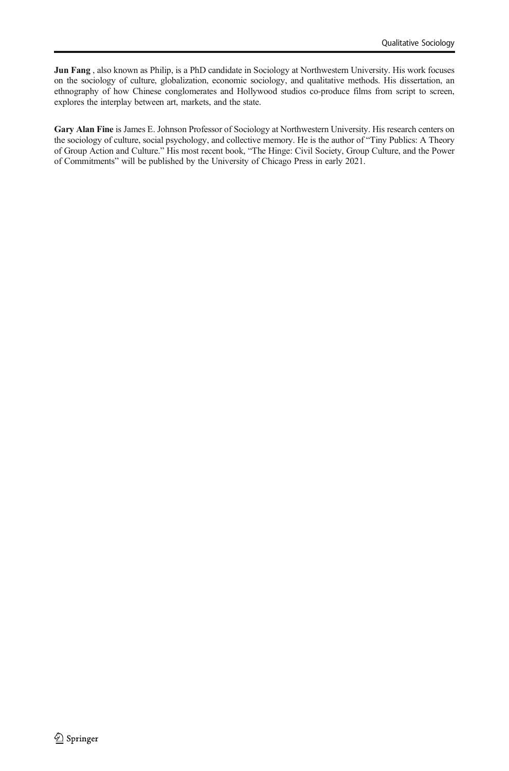**Jun Fang** , also known as Philip, is a PhD candidate in Sociology at Northwestern University. His work focuses on the sociology of culture, globalization, economic sociology, and qualitative methods. His dissertation, an ethnography of how Chinese conglomerates and Hollywood studios co-produce films from script to screen, explores the interplay between art, markets, and the state.

**Gary Alan Fine** is James E. Johnson Professor of Sociology at Northwestern University. His research centers on the sociology of culture, social psychology, and collective memory. He is the author of "Tiny Publics: A Theory of Group Action and Culture." His most recent book, "The Hinge: Civil Society, Group Culture, and the Power of Commitments" will be published by the University of Chicago Press in early 2021.